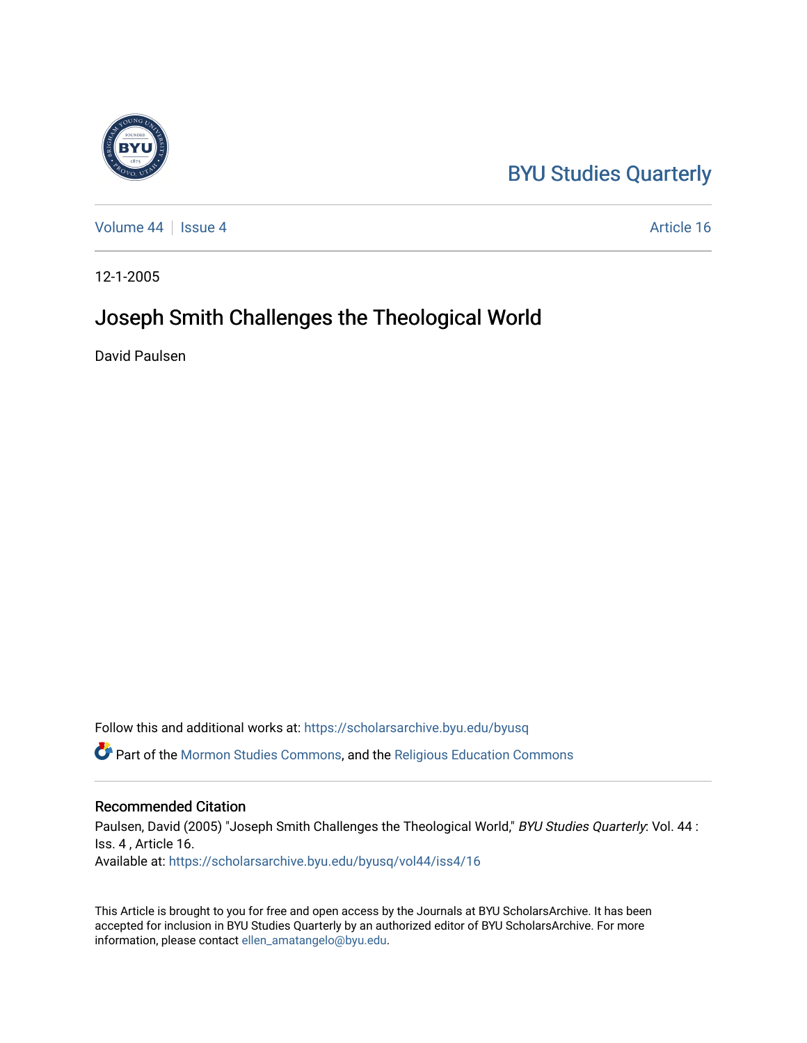BYU Studies Quarterly

Volume 44 | Issue 4 | Article 16

12-1-2005

# Joseph Smith Challenges the Theological World

David Paulsen

Follow this and additional works at: https://scholarsarchive.byu.edu/byusq

Part of the Mormon Studies Commons, and the Religious Education Commons

## Recommended Citation

Paulsen, David (2005) "Joseph Smith Challenges the Theological World," *BYU Studies Quarterly*: Vol. 44 : Iss. 4 , Article 16.
Available at: https://scholarsarchive.byu.edu/byusq/vol44/iss4/16

This Article is brought to you for free and open access by the Journals at BYU ScholarsArchive. It has been accepted for inclusion in BYU Studies Quarterly by an authorized editor of BYU ScholarsArchive. For more information, please contact ellen_amatangelo@byu.edu.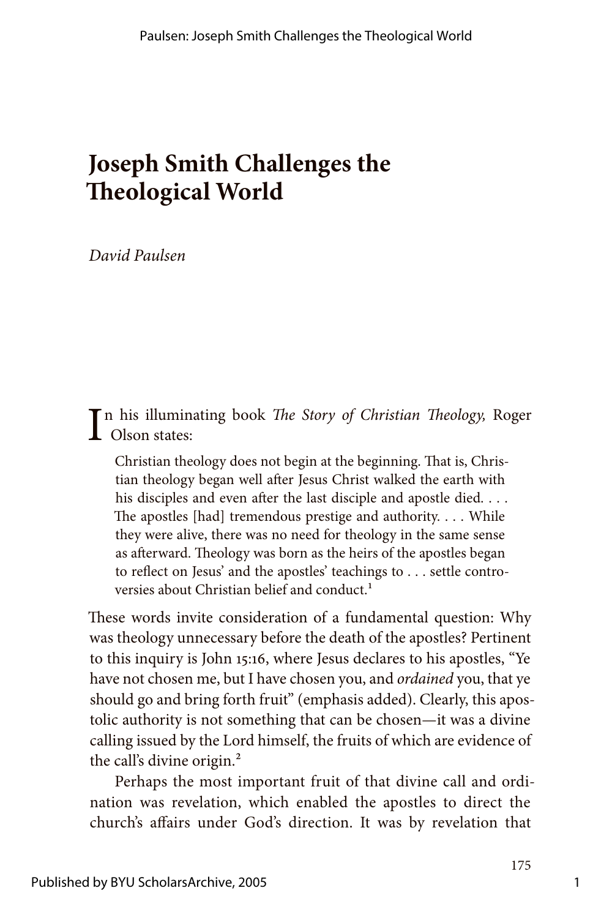# Joseph Smith Challenges the Theological World

*David Paulsen*

In his illuminating book *The Story of Christian Theology,* Roger Olson states:

> Christian theology does not begin at the beginning. That is, Christian theology began well after Jesus Christ walked the earth with his disciples and even after the last disciple and apostle died. . . . The apostles [had] tremendous prestige and authority. . . . While they were alive, there was no need for theology in the same sense as afterward. Theology was born as the heirs of the apostles began to reflect on Jesus' and the apostles' teachings to . . . settle controversies about Christian belief and conduct.[1]

These words invite consideration of a fundamental question: Why was theology unnecessary before the death of the apostles? Pertinent to this inquiry is John 15:16, where Jesus declares to his apostles, "Ye have not chosen me, but I have chosen you, and *ordained* you, that ye should go and bring forth fruit" (emphasis added). Clearly, this apostolic authority is not something that can be chosen—it was a divine calling issued by the Lord himself, the fruits of which are evidence of the call's divine origin.[2]

Perhaps the most important fruit of that divine call and ordination was revelation, which enabled the apostles to direct the church's affairs under God's direction. It was by revelation that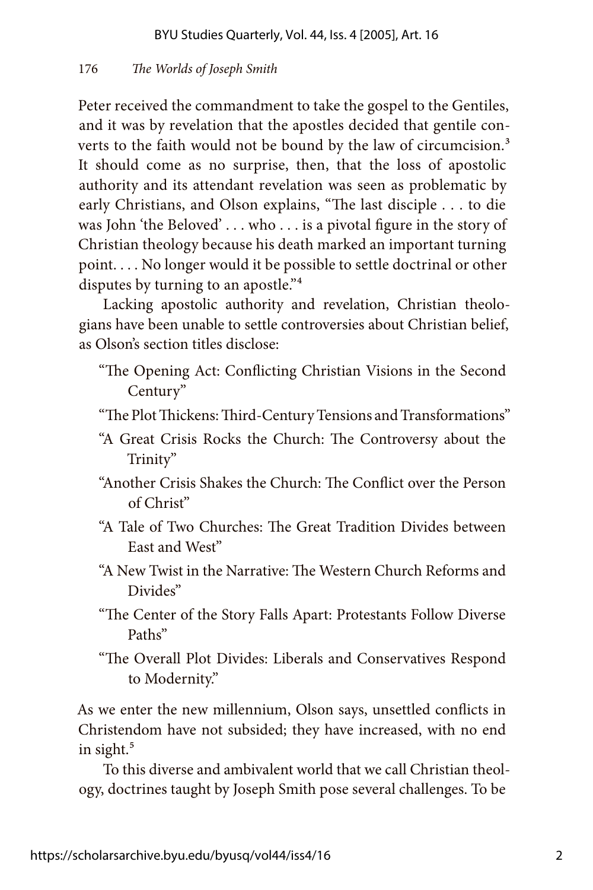Peter received the commandment to take the gospel to the Gentiles, and it was by revelation that the apostles decided that gentile converts to the faith would not be bound by the law of circumcision.[3] It should come as no surprise, then, that the loss of apostolic authority and its attendant revelation was seen as problematic by early Christians, and Olson explains, "The last disciple . . . to die was John 'the Beloved' . . . who . . . is a pivotal figure in the story of Christian theology because his death marked an important turning point. . . . No longer would it be possible to settle doctrinal or other disputes by turning to an apostle."[4]

Lacking apostolic authority and revelation, Christian theologians have been unable to settle controversies about Christian belief, as Olson's section titles disclose:

> "The Opening Act: Conflicting Christian Visions in the Second Century"
>
> "The Plot Thickens: Third-Century Tensions and Transformations"
>
> "A Great Crisis Rocks the Church: The Controversy about the Trinity"
>
> "Another Crisis Shakes the Church: The Conflict over the Person of Christ"
>
> "A Tale of Two Churches: The Great Tradition Divides between East and West"
>
> "A New Twist in the Narrative: The Western Church Reforms and Divides"
>
> "The Center of the Story Falls Apart: Protestants Follow Diverse Paths"
>
> "The Overall Plot Divides: Liberals and Conservatives Respond to Modernity."

As we enter the new millennium, Olson says, unsettled conflicts in Christendom have not subsided; they have increased, with no end in sight.[5]

To this diverse and ambivalent world that we call Christian theology, doctrines taught by Joseph Smith pose several challenges. To be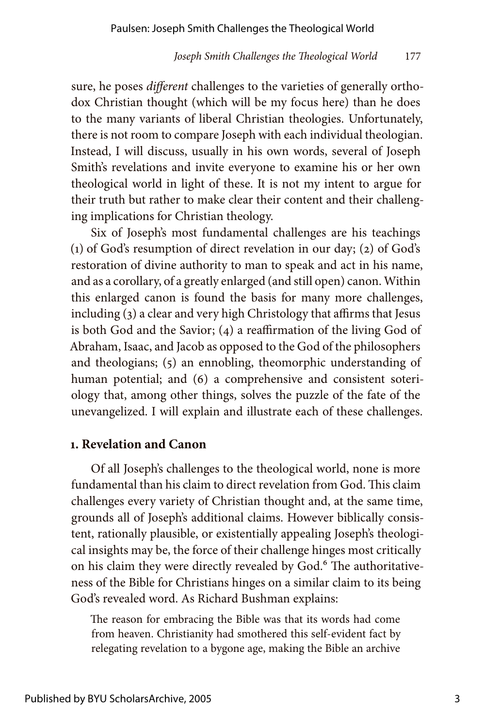sure, he poses *different* challenges to the varieties of generally orthodox Christian thought (which will be my focus here) than he does to the many variants of liberal Christian theologies. Unfortunately, there is not room to compare Joseph with each individual theologian. Instead, I will discuss, usually in his own words, several of Joseph Smith's revelations and invite everyone to examine his or her own theological world in light of these. It is not my intent to argue for their truth but rather to make clear their content and their challenging implications for Christian theology.

Six of Joseph's most fundamental challenges are his teachings (1) of God's resumption of direct revelation in our day; (2) of God's restoration of divine authority to man to speak and act in his name, and as a corollary, of a greatly enlarged (and still open) canon. Within this enlarged canon is found the basis for many more challenges, including (3) a clear and very high Christology that affirms that Jesus is both God and the Savior; (4) a reaffirmation of the living God of Abraham, Isaac, and Jacob as opposed to the God of the philosophers and theologians; (5) an ennobling, theomorphic understanding of human potential; and (6) a comprehensive and consistent soteriology that, among other things, solves the puzzle of the fate of the unevangelized. I will explain and illustrate each of these challenges.

## 1. Revelation and Canon

Of all Joseph's challenges to the theological world, none is more fundamental than his claim to direct revelation from God. This claim challenges every variety of Christian thought and, at the same time, grounds all of Joseph's additional claims. However biblically consistent, rationally plausible, or existentially appealing Joseph's theological insights may be, the force of their challenge hinges most critically on his claim they were directly revealed by God.[6] The authoritativeness of the Bible for Christians hinges on a similar claim to its being God's revealed word. As Richard Bushman explains:

> The reason for embracing the Bible was that its words had come from heaven. Christianity had smothered this self-evident fact by relegating revelation to a bygone age, making the Bible an archive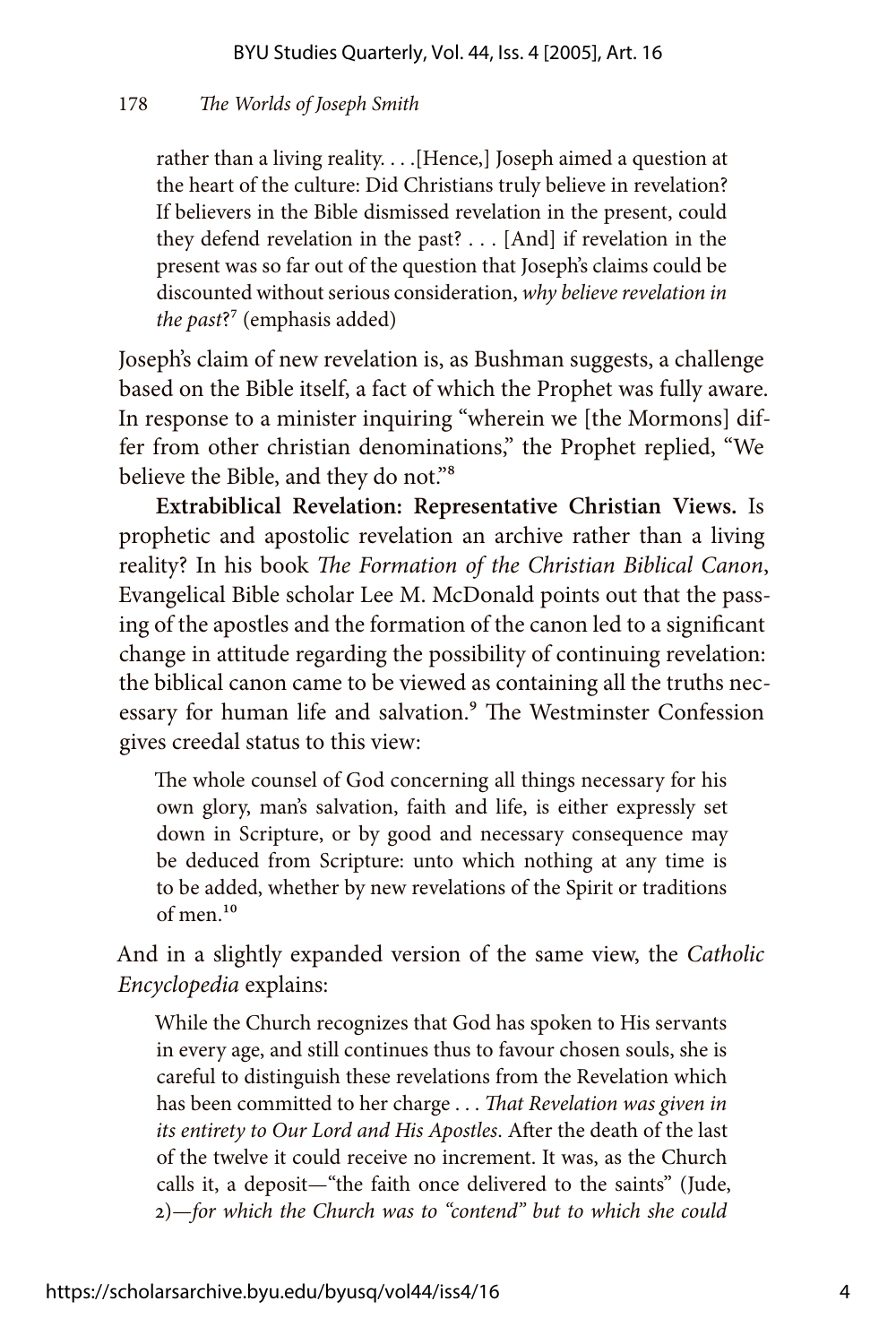rather than a living reality. . . .[Hence,] Joseph aimed a question at the heart of the culture: Did Christians truly believe in revelation? If believers in the Bible dismissed revelation in the present, could they defend revelation in the past? . . . [And] if revelation in the present was so far out of the question that Joseph's claims could be discounted without serious consideration, *why believe revelation in the past*?[7] (emphasis added)

Joseph's claim of new revelation is, as Bushman suggests, a challenge based on the Bible itself, a fact of which the Prophet was fully aware. In response to a minister inquiring "wherein we [the Mormons] differ from other christian denominations," the Prophet replied, "We believe the Bible, and they do not."[8]

**Extrabiblical Revelation: Representative Christian Views.** Is prophetic and apostolic revelation an archive rather than a living reality? In his book *The Formation of the Christian Biblical Canon*, Evangelical Bible scholar Lee M. McDonald points out that the passing of the apostles and the formation of the canon led to a significant change in attitude regarding the possibility of continuing revelation: the biblical canon came to be viewed as containing all the truths necessary for human life and salvation.[9] The Westminster Confession gives creedal status to this view:

> The whole counsel of God concerning all things necessary for his own glory, man's salvation, faith and life, is either expressly set down in Scripture, or by good and necessary consequence may be deduced from Scripture: unto which nothing at any time is to be added, whether by new revelations of the Spirit or traditions of men.[10]

And in a slightly expanded version of the same view, the *Catholic Encyclopedia* explains:

> While the Church recognizes that God has spoken to His servants in every age, and still continues thus to favour chosen souls, she is careful to distinguish these revelations from the Revelation which has been committed to her charge . . . *That Revelation was given in its entirety to Our Lord and His Apostles*. After the death of the last of the twelve it could receive no increment. It was, as the Church calls it, a deposit—"the faith once delivered to the saints" (Jude, 2)—*for which the Church was to "contend" but to which she could*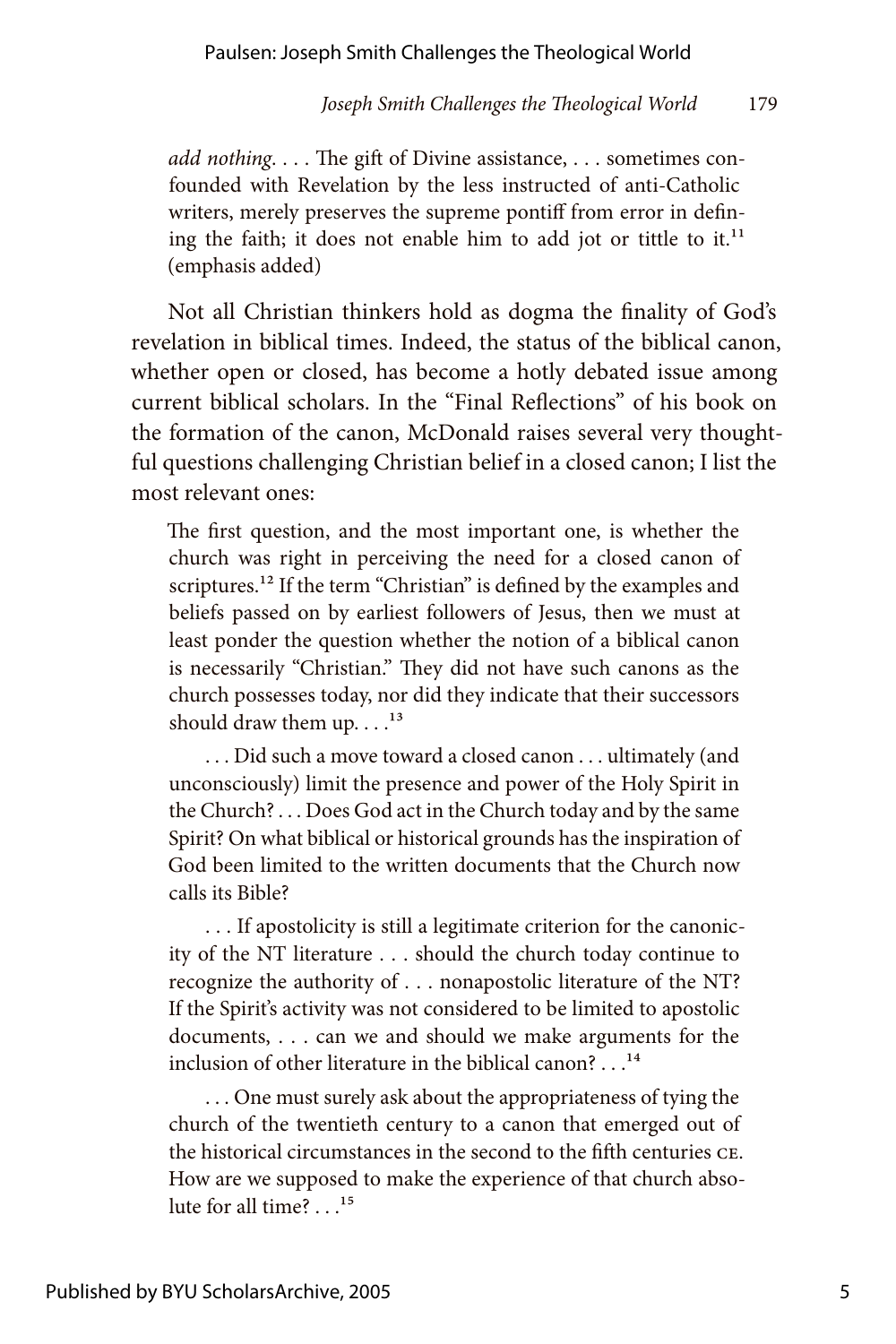*add nothing*. . . . The gift of Divine assistance, . . . sometimes confounded with Revelation by the less instructed of anti-Catholic writers, merely preserves the supreme pontiff from error in defining the faith; it does not enable him to add jot or tittle to it.[11] (emphasis added)

Not all Christian thinkers hold as dogma the finality of God's revelation in biblical times. Indeed, the status of the biblical canon, whether open or closed, has become a hotly debated issue among current biblical scholars. In the "Final Reflections" of his book on the formation of the canon, McDonald raises several very thoughtful questions challenging Christian belief in a closed canon; I list the most relevant ones:

> The first question, and the most important one, is whether the church was right in perceiving the need for a closed canon of scriptures.[12] If the term "Christian" is defined by the examples and beliefs passed on by earliest followers of Jesus, then we must at least ponder the question whether the notion of a biblical canon is necessarily "Christian." They did not have such canons as the church possesses today, nor did they indicate that their successors should draw them up. . . .[13]
>
> . . . Did such a move toward a closed canon . . . ultimately (and unconsciously) limit the presence and power of the Holy Spirit in the Church? . . . Does God act in the Church today and by the same Spirit? On what biblical or historical grounds has the inspiration of God been limited to the written documents that the Church now calls its Bible?
>
> . . . If apostolicity is still a legitimate criterion for the canonicity of the NT literature . . . should the church today continue to recognize the authority of . . . nonapostolic literature of the NT? If the Spirit's activity was not considered to be limited to apostolic documents, . . . can we and should we make arguments for the inclusion of other literature in the biblical canon? . . .[14]
>
> . . . One must surely ask about the appropriateness of tying the church of the twentieth century to a canon that emerged out of the historical circumstances in the second to the fifth centuries CE. How are we supposed to make the experience of that church absolute for all time? . . .[15]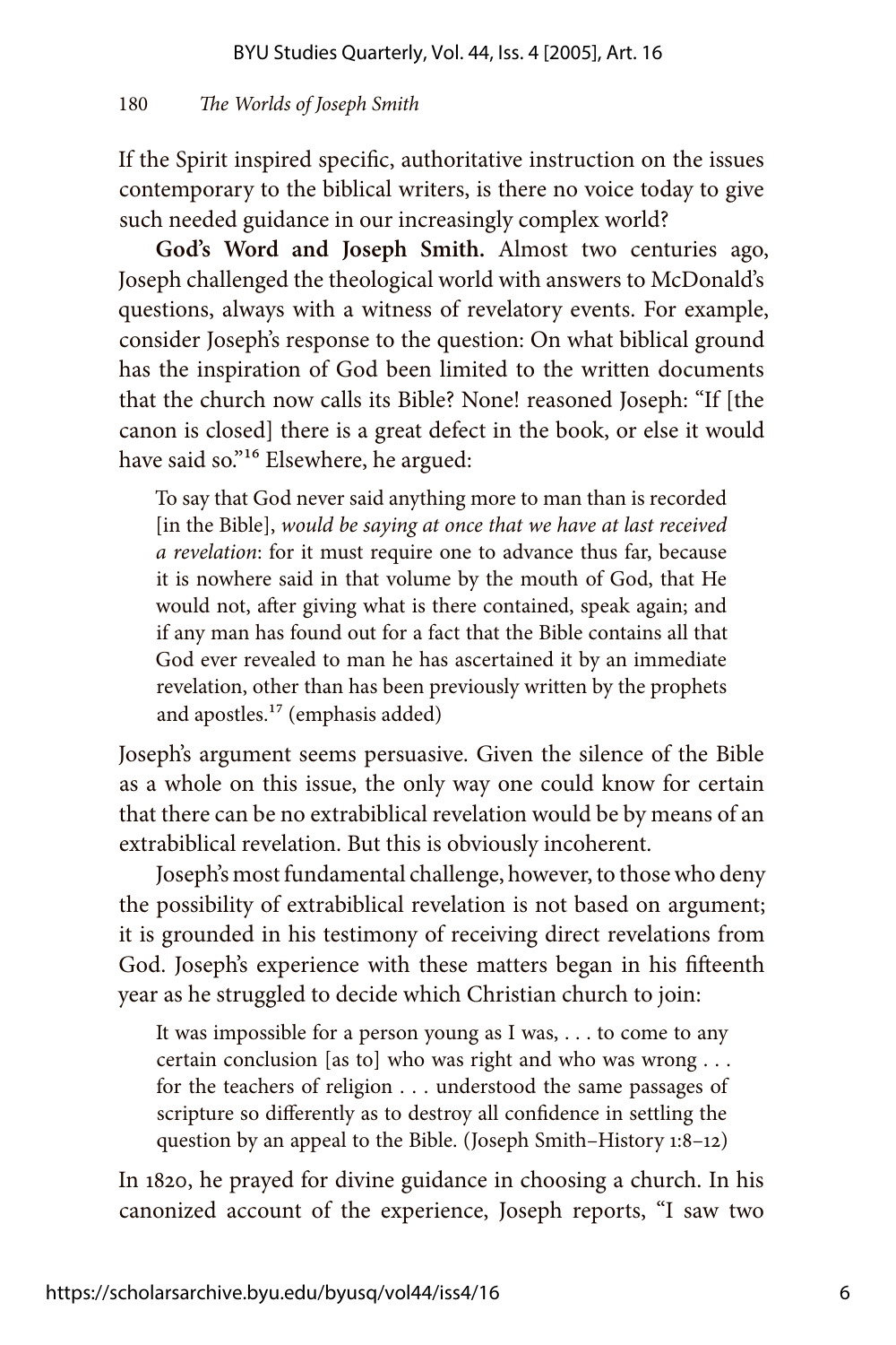If the Spirit inspired specific, authoritative instruction on the issues contemporary to the biblical writers, is there no voice today to give such needed guidance in our increasingly complex world?

**God's Word and Joseph Smith.** Almost two centuries ago, Joseph challenged the theological world with answers to McDonald's questions, always with a witness of revelatory events. For example, consider Joseph's response to the question: On what biblical ground has the inspiration of God been limited to the written documents that the church now calls its Bible? None! reasoned Joseph: "If [the canon is closed] there is a great defect in the book, or else it would have said so."[16] Elsewhere, he argued:

> To say that God never said anything more to man than is recorded [in the Bible], *would be saying at once that we have at last received a revelation*: for it must require one to advance thus far, because it is nowhere said in that volume by the mouth of God, that He would not, after giving what is there contained, speak again; and if any man has found out for a fact that the Bible contains all that God ever revealed to man he has ascertained it by an immediate revelation, other than has been previously written by the prophets and apostles.[17] (emphasis added)

Joseph's argument seems persuasive. Given the silence of the Bible as a whole on this issue, the only way one could know for certain that there can be no extrabiblical revelation would be by means of an extrabiblical revelation. But this is obviously incoherent.

Joseph's most fundamental challenge, however, to those who deny the possibility of extrabiblical revelation is not based on argument; it is grounded in his testimony of receiving direct revelations from God. Joseph's experience with these matters began in his fifteenth year as he struggled to decide which Christian church to join:

> It was impossible for a person young as I was, . . . to come to any certain conclusion [as to] who was right and who was wrong . . . for the teachers of religion . . . understood the same passages of scripture so differently as to destroy all confidence in settling the question by an appeal to the Bible. (Joseph Smith–History 1:8–12)

In 1820, he prayed for divine guidance in choosing a church. In his canonized account of the experience, Joseph reports, "I saw two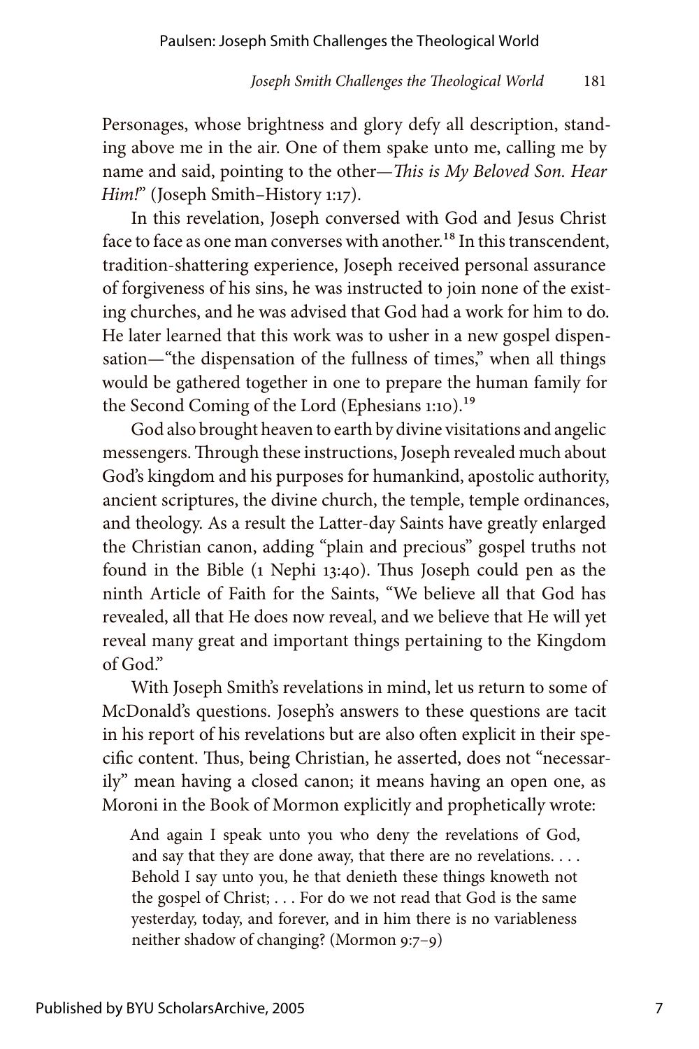Personages, whose brightness and glory defy all description, standing above me in the air. One of them spake unto me, calling me by name and said, pointing to the other—*This is My Beloved Son. Hear Him!*" (Joseph Smith–History 1:17).

In this revelation, Joseph conversed with God and Jesus Christ face to face as one man converses with another.[18] In this transcendent, tradition-shattering experience, Joseph received personal assurance of forgiveness of his sins, he was instructed to join none of the existing churches, and he was advised that God had a work for him to do. He later learned that this work was to usher in a new gospel dispensation—"the dispensation of the fullness of times," when all things would be gathered together in one to prepare the human family for the Second Coming of the Lord (Ephesians 1:10).[19]

God also brought heaven to earth by divine visitations and angelic messengers. Through these instructions, Joseph revealed much about God's kingdom and his purposes for humankind, apostolic authority, ancient scriptures, the divine church, the temple, temple ordinances, and theology. As a result the Latter-day Saints have greatly enlarged the Christian canon, adding "plain and precious" gospel truths not found in the Bible (1 Nephi 13:40). Thus Joseph could pen as the ninth Article of Faith for the Saints, "We believe all that God has revealed, all that He does now reveal, and we believe that He will yet reveal many great and important things pertaining to the Kingdom of God."

With Joseph Smith's revelations in mind, let us return to some of McDonald's questions. Joseph's answers to these questions are tacit in his report of his revelations but are also often explicit in their specific content. Thus, being Christian, he asserted, does not "necessarily" mean having a closed canon; it means having an open one, as Moroni in the Book of Mormon explicitly and prophetically wrote:

> And again I speak unto you who deny the revelations of God, and say that they are done away, that there are no revelations. . . . Behold I say unto you, he that denieth these things knoweth not the gospel of Christ; . . . For do we not read that God is the same yesterday, today, and forever, and in him there is no variableness neither shadow of changing? (Mormon 9:7–9)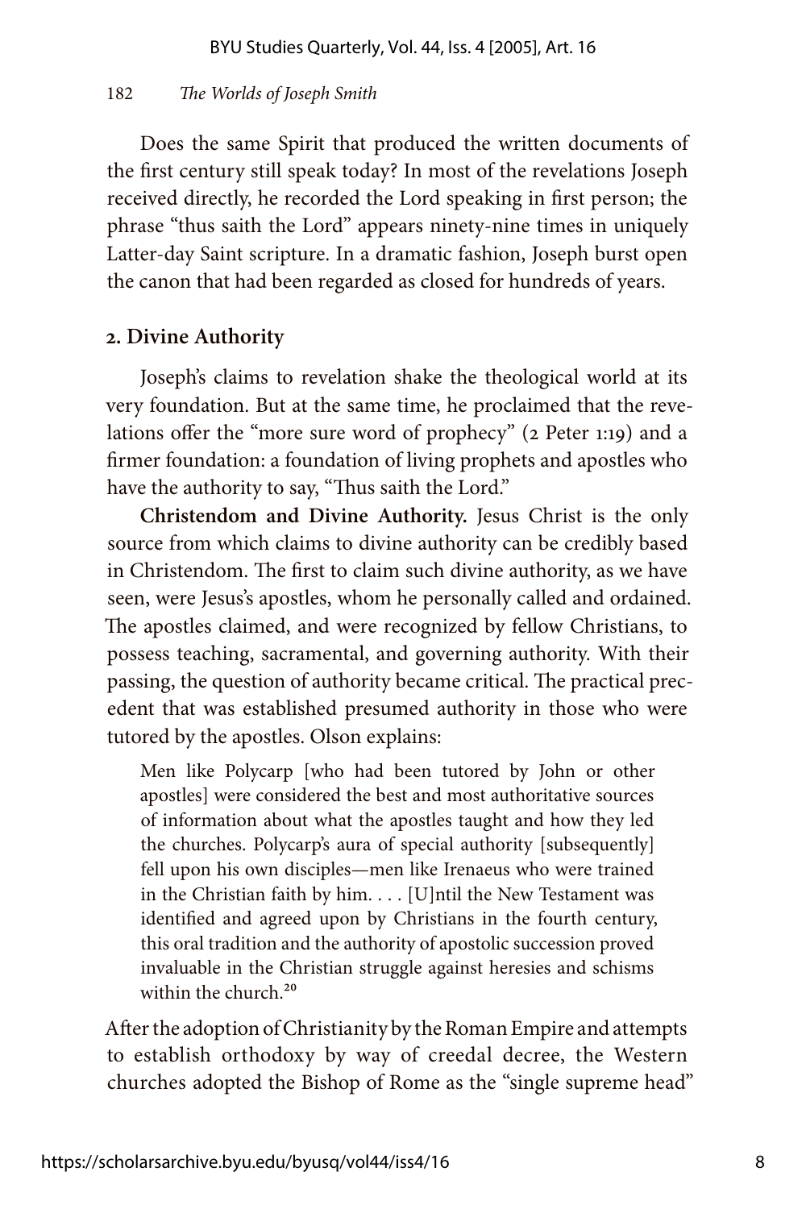Does the same Spirit that produced the written documents of the first century still speak today? In most of the revelations Joseph received directly, he recorded the Lord speaking in first person; the phrase "thus saith the Lord" appears ninety-nine times in uniquely Latter-day Saint scripture. In a dramatic fashion, Joseph burst open the canon that had been regarded as closed for hundreds of years.

## 2. Divine Authority

Joseph's claims to revelation shake the theological world at its very foundation. But at the same time, he proclaimed that the revelations offer the "more sure word of prophecy" (2 Peter 1:19) and a firmer foundation: a foundation of living prophets and apostles who have the authority to say, "Thus saith the Lord."

**Christendom and Divine Authority.** Jesus Christ is the only source from which claims to divine authority can be credibly based in Christendom. The first to claim such divine authority, as we have seen, were Jesus's apostles, whom he personally called and ordained. The apostles claimed, and were recognized by fellow Christians, to possess teaching, sacramental, and governing authority. With their passing, the question of authority became critical. The practical precedent that was established presumed authority in those who were tutored by the apostles. Olson explains:

> Men like Polycarp [who had been tutored by John or other apostles] were considered the best and most authoritative sources of information about what the apostles taught and how they led the churches. Polycarp's aura of special authority [subsequently] fell upon his own disciples—men like Irenaeus who were trained in the Christian faith by him. . . . [U]ntil the New Testament was identified and agreed upon by Christians in the fourth century, this oral tradition and the authority of apostolic succession proved invaluable in the Christian struggle against heresies and schisms within the church.[20]

After the adoption of Christianity by the Roman Empire and attempts to establish orthodoxy by way of creedal decree, the Western churches adopted the Bishop of Rome as the "single supreme head"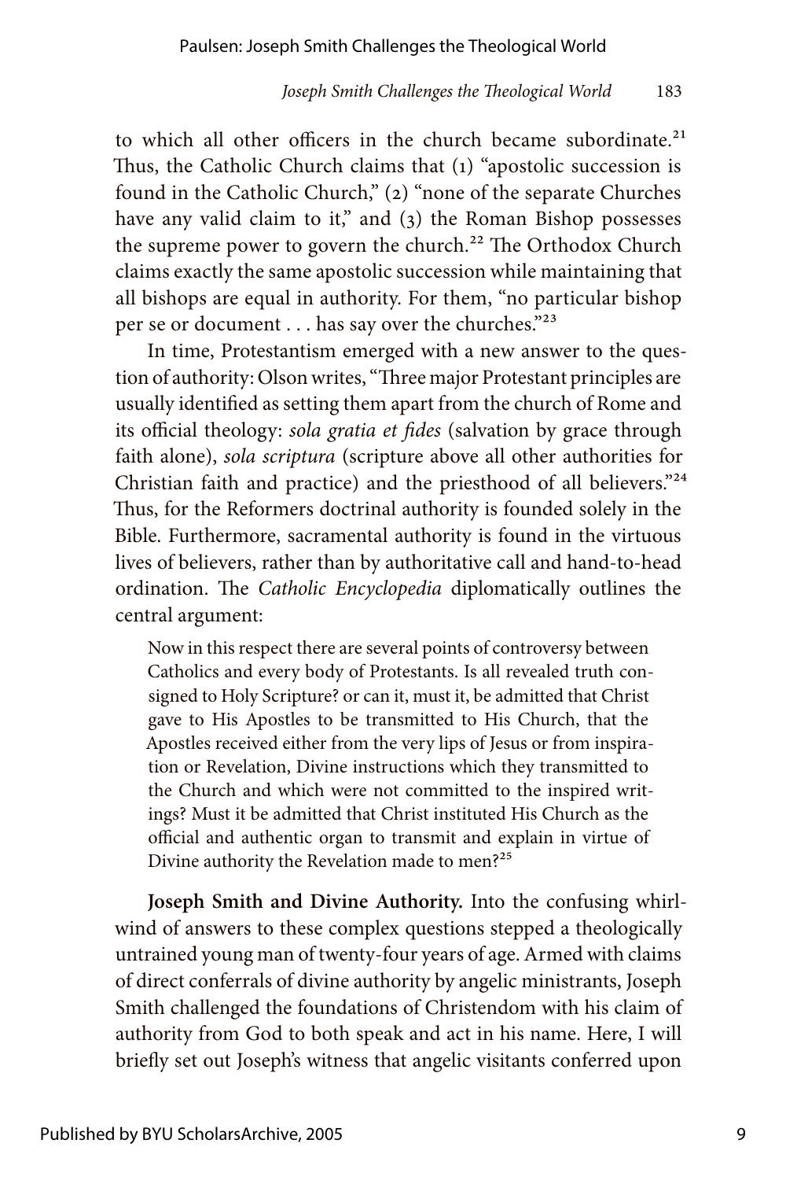to which all other officers in the church became subordinate.[21] Thus, the Catholic Church claims that (1) "apostolic succession is found in the Catholic Church," (2) "none of the separate Churches have any valid claim to it," and (3) the Roman Bishop possesses the supreme power to govern the church.[22] The Orthodox Church claims exactly the same apostolic succession while maintaining that all bishops are equal in authority. For them, "no particular bishop per se or document . . . has say over the churches."[23]

In time, Protestantism emerged with a new answer to the question of authority: Olson writes, "Three major Protestant principles are usually identified as setting them apart from the church of Rome and its official theology: *sola gratia et fides* (salvation by grace through faith alone), *sola scriptura* (scripture above all other authorities for Christian faith and practice) and the priesthood of all believers."[24] Thus, for the Reformers doctrinal authority is founded solely in the Bible. Furthermore, sacramental authority is found in the virtuous lives of believers, rather than by authoritative call and hand-to-head ordination. The *Catholic Encyclopedia* diplomatically outlines the central argument:

> Now in this respect there are several points of controversy between Catholics and every body of Protestants. Is all revealed truth consigned to Holy Scripture? or can it, must it, be admitted that Christ gave to His Apostles to be transmitted to His Church, that the Apostles received either from the very lips of Jesus or from inspiration or Revelation, Divine instructions which they transmitted to the Church and which were not committed to the inspired writings? Must it be admitted that Christ instituted His Church as the official and authentic organ to transmit and explain in virtue of Divine authority the Revelation made to men?[25]

**Joseph Smith and Divine Authority.** Into the confusing whirlwind of answers to these complex questions stepped a theologically untrained young man of twenty-four years of age. Armed with claims of direct conferrals of divine authority by angelic ministrants, Joseph Smith challenged the foundations of Christendom with his claim of authority from God to both speak and act in his name. Here, I will briefly set out Joseph's witness that angelic visitants conferred upon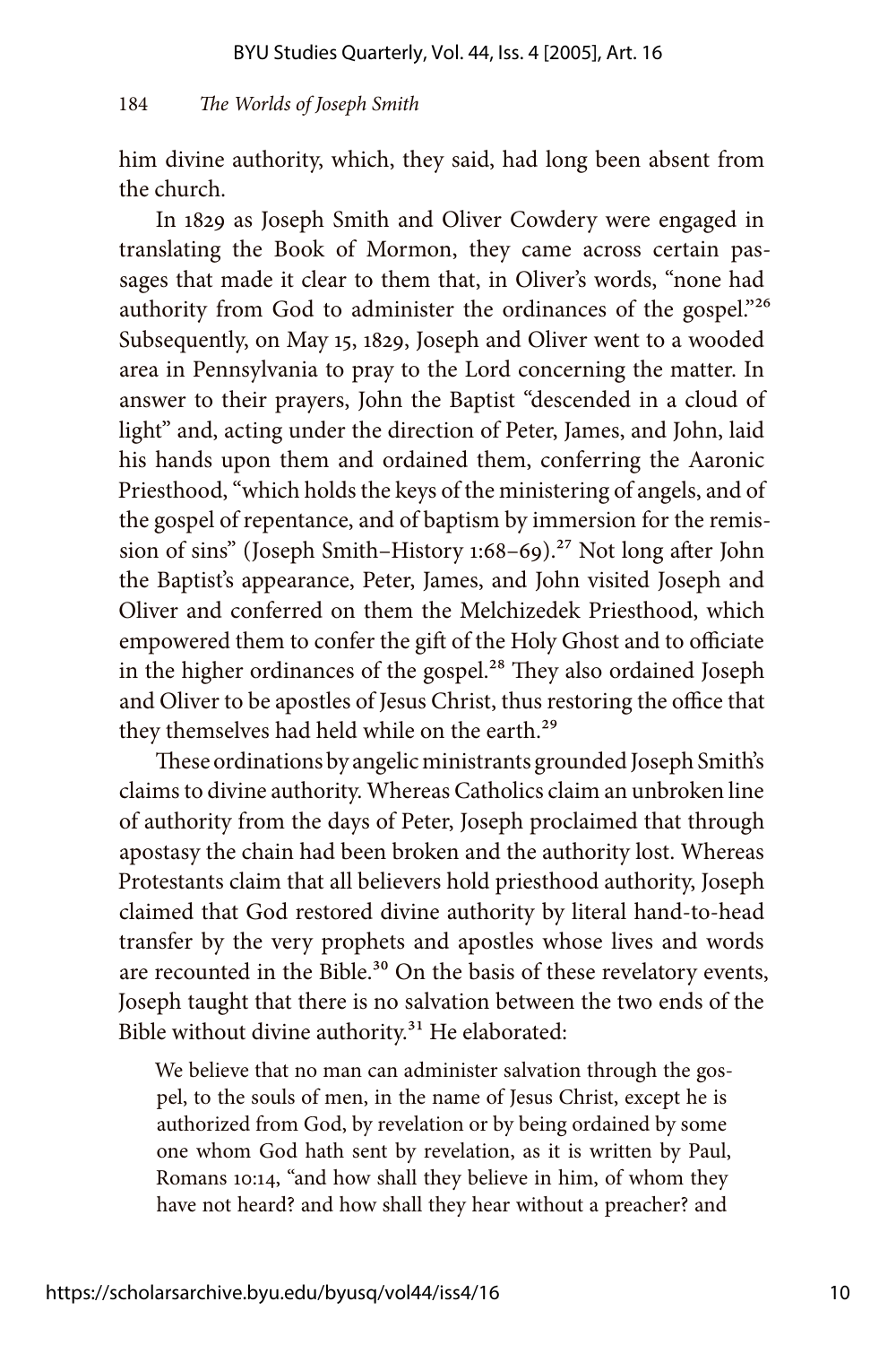him divine authority, which, they said, had long been absent from the church.

In 1829 as Joseph Smith and Oliver Cowdery were engaged in translating the Book of Mormon, they came across certain passages that made it clear to them that, in Oliver's words, "none had authority from God to administer the ordinances of the gospel."[26] Subsequently, on May 15, 1829, Joseph and Oliver went to a wooded area in Pennsylvania to pray to the Lord concerning the matter. In answer to their prayers, John the Baptist "descended in a cloud of light" and, acting under the direction of Peter, James, and John, laid his hands upon them and ordained them, conferring the Aaronic Priesthood, "which holds the keys of the ministering of angels, and of the gospel of repentance, and of baptism by immersion for the remission of sins" (Joseph Smith–History 1:68–69).[27] Not long after John the Baptist's appearance, Peter, James, and John visited Joseph and Oliver and conferred on them the Melchizedek Priesthood, which empowered them to confer the gift of the Holy Ghost and to officiate in the higher ordinances of the gospel.[28] They also ordained Joseph and Oliver to be apostles of Jesus Christ, thus restoring the office that they themselves had held while on the earth.[29]

These ordinations by angelic ministrants grounded Joseph Smith's claims to divine authority. Whereas Catholics claim an unbroken line of authority from the days of Peter, Joseph proclaimed that through apostasy the chain had been broken and the authority lost. Whereas Protestants claim that all believers hold priesthood authority, Joseph claimed that God restored divine authority by literal hand-to-head transfer by the very prophets and apostles whose lives and words are recounted in the Bible.[30] On the basis of these revelatory events, Joseph taught that there is no salvation between the two ends of the Bible without divine authority.[31] He elaborated:

> We believe that no man can administer salvation through the gospel, to the souls of men, in the name of Jesus Christ, except he is authorized from God, by revelation or by being ordained by some one whom God hath sent by revelation, as it is written by Paul, Romans 10:14, "and how shall they believe in him, of whom they have not heard? and how shall they hear without a preacher? and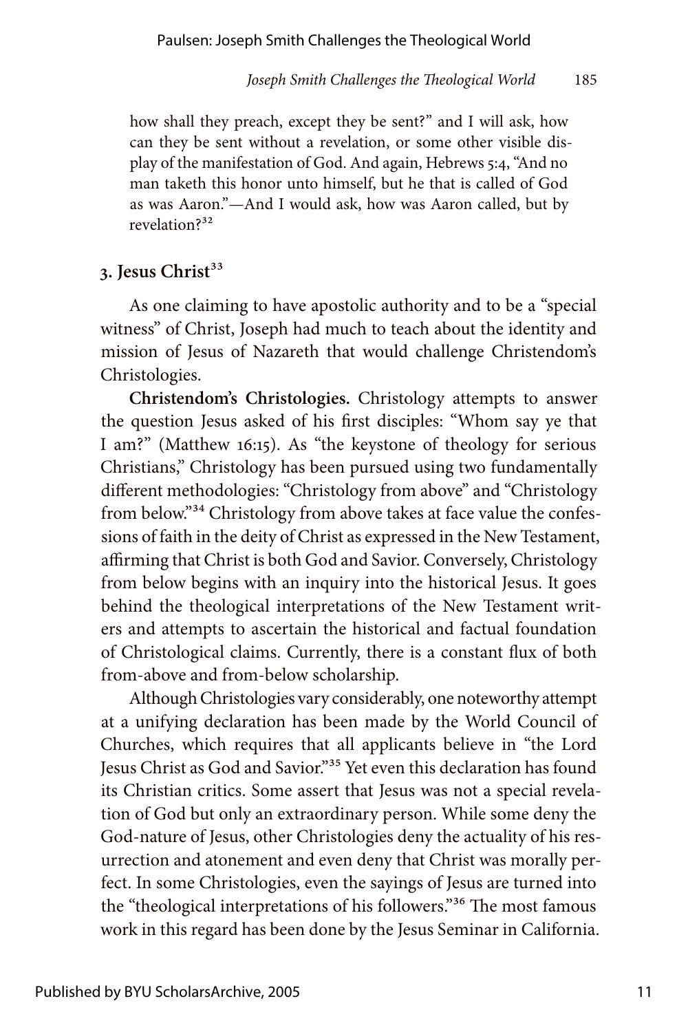how shall they preach, except they be sent?" and I will ask, how can they be sent without a revelation, or some other visible display of the manifestation of God. And again, Hebrews 5:4, "And no man taketh this honor unto himself, but he that is called of God as was Aaron."—And I would ask, how was Aaron called, but by revelation?[32]

## 3. Jesus Christ[33]

As one claiming to have apostolic authority and to be a "special witness" of Christ, Joseph had much to teach about the identity and mission of Jesus of Nazareth that would challenge Christendom's Christologies.

**Christendom's Christologies.** Christology attempts to answer the question Jesus asked of his first disciples: "Whom say ye that I am?" (Matthew 16:15). As "the keystone of theology for serious Christians," Christology has been pursued using two fundamentally different methodologies: "Christology from above" and "Christology from below."[34] Christology from above takes at face value the confessions of faith in the deity of Christ as expressed in the New Testament, affirming that Christ is both God and Savior. Conversely, Christology from below begins with an inquiry into the historical Jesus. It goes behind the theological interpretations of the New Testament writers and attempts to ascertain the historical and factual foundation of Christological claims. Currently, there is a constant flux of both from-above and from-below scholarship.

Although Christologies vary considerably, one noteworthy attempt at a unifying declaration has been made by the World Council of Churches, which requires that all applicants believe in "the Lord Jesus Christ as God and Savior."[35] Yet even this declaration has found its Christian critics. Some assert that Jesus was not a special revelation of God but only an extraordinary person. While some deny the God-nature of Jesus, other Christologies deny the actuality of his resurrection and atonement and even deny that Christ was morally perfect. In some Christologies, even the sayings of Jesus are turned into the "theological interpretations of his followers."[36] The most famous work in this regard has been done by the Jesus Seminar in California.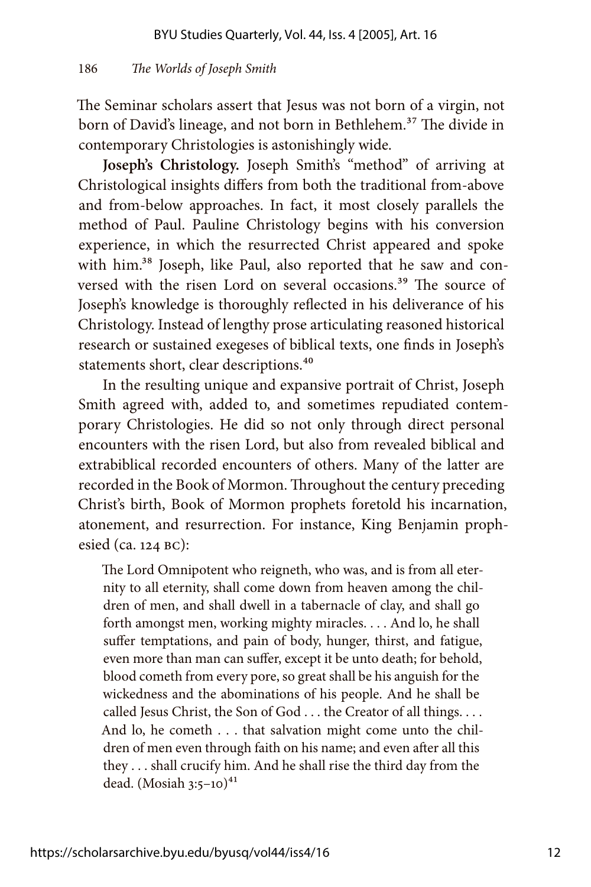The Seminar scholars assert that Jesus was not born of a virgin, not born of David's lineage, and not born in Bethlehem.[37] The divide in contemporary Christologies is astonishingly wide.

**Joseph's Christology.** Joseph Smith's "method" of arriving at Christological insights differs from both the traditional from-above and from-below approaches. In fact, it most closely parallels the method of Paul. Pauline Christology begins with his conversion experience, in which the resurrected Christ appeared and spoke with him.[38] Joseph, like Paul, also reported that he saw and conversed with the risen Lord on several occasions.[39] The source of Joseph's knowledge is thoroughly reflected in his deliverance of his Christology. Instead of lengthy prose articulating reasoned historical research or sustained exegeses of biblical texts, one finds in Joseph's statements short, clear descriptions.[40]

In the resulting unique and expansive portrait of Christ, Joseph Smith agreed with, added to, and sometimes repudiated contemporary Christologies. He did so not only through direct personal encounters with the risen Lord, but also from revealed biblical and extrabiblical recorded encounters of others. Many of the latter are recorded in the Book of Mormon. Throughout the century preceding Christ's birth, Book of Mormon prophets foretold his incarnation, atonement, and resurrection. For instance, King Benjamin prophesied (ca. 124 BC):

> The Lord Omnipotent who reigneth, who was, and is from all eternity to all eternity, shall come down from heaven among the children of men, and shall dwell in a tabernacle of clay, and shall go forth amongst men, working mighty miracles. . . . And lo, he shall suffer temptations, and pain of body, hunger, thirst, and fatigue, even more than man can suffer, except it be unto death; for behold, blood cometh from every pore, so great shall be his anguish for the wickedness and the abominations of his people. And he shall be called Jesus Christ, the Son of God . . . the Creator of all things. . . . And lo, he cometh . . . that salvation might come unto the children of men even through faith on his name; and even after all this they . . . shall crucify him. And he shall rise the third day from the dead. (Mosiah 3:5–10)[41]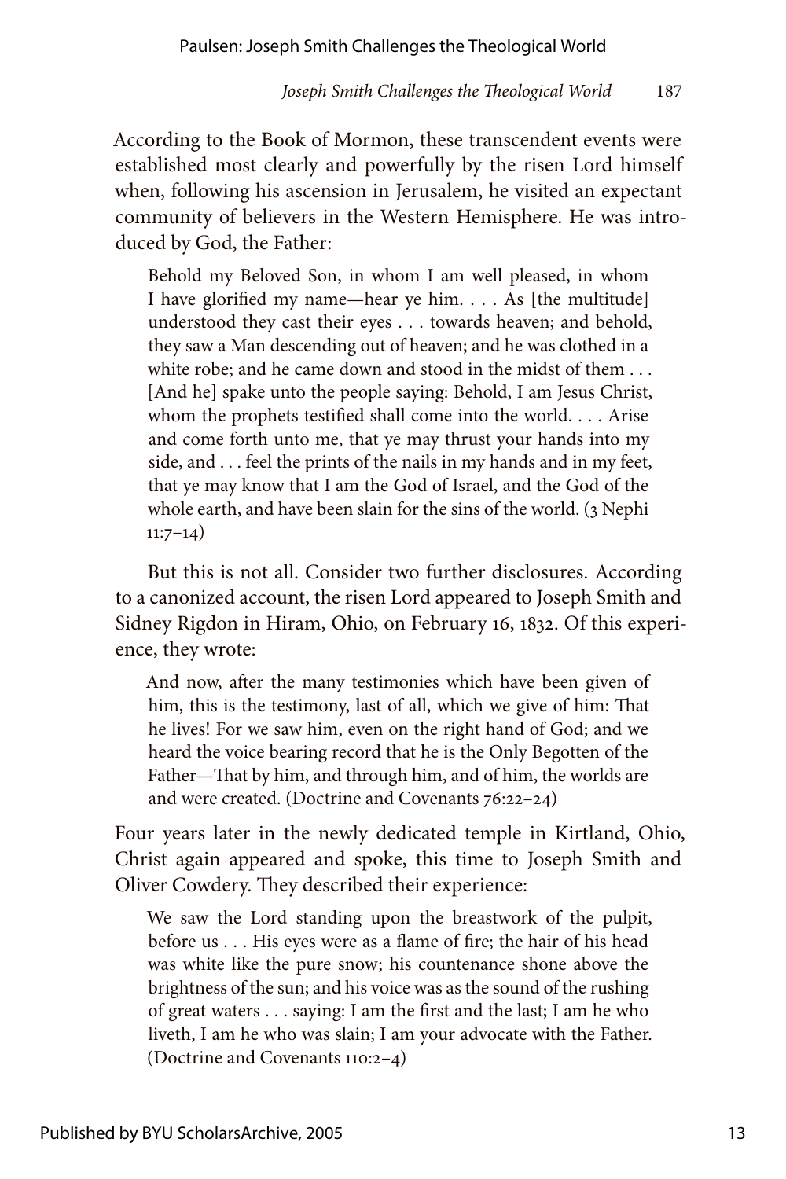According to the Book of Mormon, these transcendent events were established most clearly and powerfully by the risen Lord himself when, following his ascension in Jerusalem, he visited an expectant community of believers in the Western Hemisphere. He was introduced by God, the Father:

> Behold my Beloved Son, in whom I am well pleased, in whom I have glorified my name—hear ye him. . . . As [the multitude] understood they cast their eyes . . . towards heaven; and behold, they saw a Man descending out of heaven; and he was clothed in a white robe; and he came down and stood in the midst of them . . . [And he] spake unto the people saying: Behold, I am Jesus Christ, whom the prophets testified shall come into the world. . . . Arise and come forth unto me, that ye may thrust your hands into my side, and . . . feel the prints of the nails in my hands and in my feet, that ye may know that I am the God of Israel, and the God of the whole earth, and have been slain for the sins of the world. (3 Nephi 11:7–14)

But this is not all. Consider two further disclosures. According to a canonized account, the risen Lord appeared to Joseph Smith and Sidney Rigdon in Hiram, Ohio, on February 16, 1832. Of this experience, they wrote:

> And now, after the many testimonies which have been given of him, this is the testimony, last of all, which we give of him: That he lives! For we saw him, even on the right hand of God; and we heard the voice bearing record that he is the Only Begotten of the Father—That by him, and through him, and of him, the worlds are and were created. (Doctrine and Covenants 76:22–24)

Four years later in the newly dedicated temple in Kirtland, Ohio, Christ again appeared and spoke, this time to Joseph Smith and Oliver Cowdery. They described their experience:

> We saw the Lord standing upon the breastwork of the pulpit, before us . . . His eyes were as a flame of fire; the hair of his head was white like the pure snow; his countenance shone above the brightness of the sun; and his voice was as the sound of the rushing of great waters . . . saying: I am the first and the last; I am he who liveth, I am he who was slain; I am your advocate with the Father. (Doctrine and Covenants 110:2–4)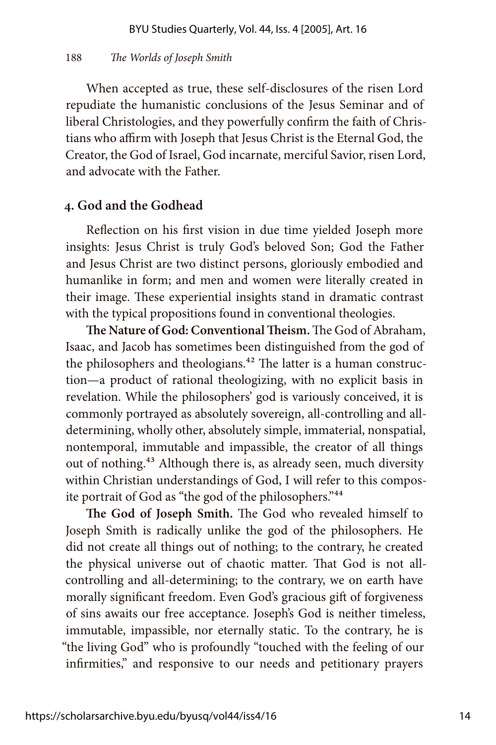When accepted as true, these self-disclosures of the risen Lord repudiate the humanistic conclusions of the Jesus Seminar and of liberal Christologies, and they powerfully confirm the faith of Christians who affirm with Joseph that Jesus Christ is the Eternal God, the Creator, the God of Israel, God incarnate, merciful Savior, risen Lord, and advocate with the Father.

## 4. God and the Godhead

Reflection on his first vision in due time yielded Joseph more insights: Jesus Christ is truly God's beloved Son; God the Father and Jesus Christ are two distinct persons, gloriously embodied and humanlike in form; and men and women were literally created in their image. These experiential insights stand in dramatic contrast with the typical propositions found in conventional theologies.

**The Nature of God: Conventional Theism.** The God of Abraham, Isaac, and Jacob has sometimes been distinguished from the god of the philosophers and theologians.[42] The latter is a human construction—a product of rational theologizing, with no explicit basis in revelation. While the philosophers' god is variously conceived, it is commonly portrayed as absolutely sovereign, all-controlling and all-determining, wholly other, absolutely simple, immaterial, nonspatial, nontemporal, immutable and impassible, the creator of all things out of nothing.[43] Although there is, as already seen, much diversity within Christian understandings of God, I will refer to this composite portrait of God as "the god of the philosophers."[44]

**The God of Joseph Smith.** The God who revealed himself to Joseph Smith is radically unlike the god of the philosophers. He did not create all things out of nothing; to the contrary, he created the physical universe out of chaotic matter. That God is not all-controlling and all-determining; to the contrary, we on earth have morally significant freedom. Even God's gracious gift of forgiveness of sins awaits our free acceptance. Joseph's God is neither timeless, immutable, impassible, nor eternally static. To the contrary, he is "the living God" who is profoundly "touched with the feeling of our infirmities," and responsive to our needs and petitionary prayers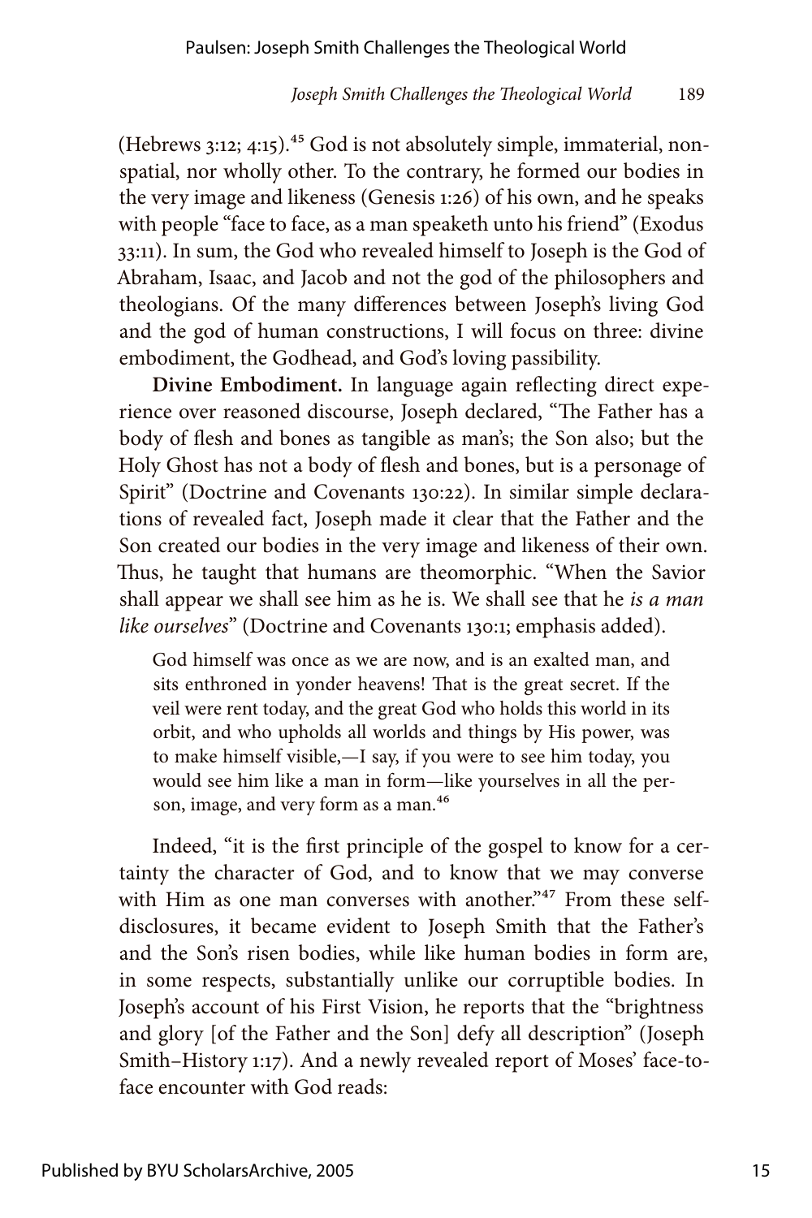(Hebrews 3:12; 4:15).[45] God is not absolutely simple, immaterial, nonspatial, nor wholly other. To the contrary, he formed our bodies in the very image and likeness (Genesis 1:26) of his own, and he speaks with people "face to face, as a man speaketh unto his friend" (Exodus 33:11). In sum, the God who revealed himself to Joseph is the God of Abraham, Isaac, and Jacob and not the god of the philosophers and theologians. Of the many differences between Joseph's living God and the god of human constructions, I will focus on three: divine embodiment, the Godhead, and God's loving passibility.

**Divine Embodiment.** In language again reflecting direct experience over reasoned discourse, Joseph declared, "The Father has a body of flesh and bones as tangible as man's; the Son also; but the Holy Ghost has not a body of flesh and bones, but is a personage of Spirit" (Doctrine and Covenants 130:22). In similar simple declarations of revealed fact, Joseph made it clear that the Father and the Son created our bodies in the very image and likeness of their own. Thus, he taught that humans are theomorphic. "When the Savior shall appear we shall see him as he is. We shall see that he *is a man like ourselves*" (Doctrine and Covenants 130:1; emphasis added).

> God himself was once as we are now, and is an exalted man, and sits enthroned in yonder heavens! That is the great secret. If the veil were rent today, and the great God who holds this world in its orbit, and who upholds all worlds and things by His power, was to make himself visible,—I say, if you were to see him today, you would see him like a man in form—like yourselves in all the person, image, and very form as a man.[46]

Indeed, "it is the first principle of the gospel to know for a certainty the character of God, and to know that we may converse with Him as one man converses with another."[47] From these self-disclosures, it became evident to Joseph Smith that the Father's and the Son's risen bodies, while like human bodies in form are, in some respects, substantially unlike our corruptible bodies. In Joseph's account of his First Vision, he reports that the "brightness and glory [of the Father and the Son] defy all description" (Joseph Smith–History 1:17). And a newly revealed report of Moses' face-to-face encounter with God reads: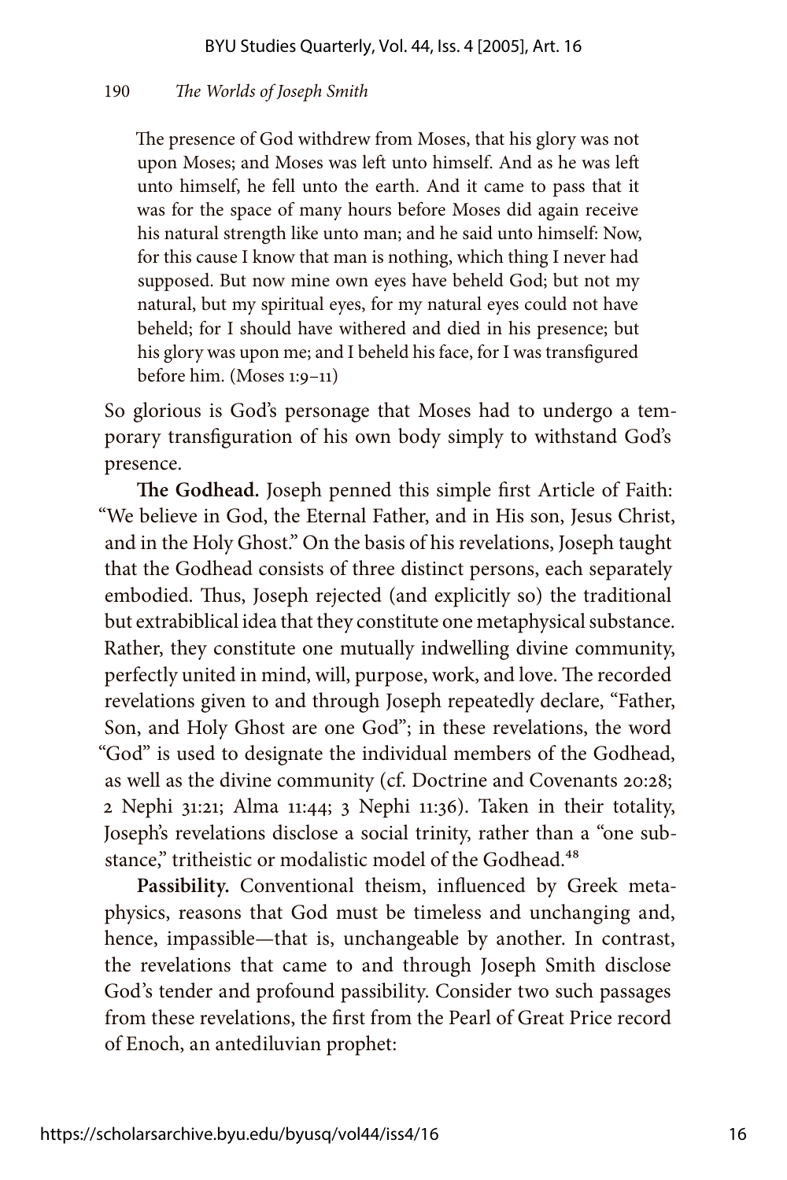> The presence of God withdrew from Moses, that his glory was not upon Moses; and Moses was left unto himself. And as he was left unto himself, he fell unto the earth. And it came to pass that it was for the space of many hours before Moses did again receive his natural strength like unto man; and he said unto himself: Now, for this cause I know that man is nothing, which thing I never had supposed. But now mine own eyes have beheld God; but not my natural, but my spiritual eyes, for my natural eyes could not have beheld; for I should have withered and died in his presence; but his glory was upon me; and I beheld his face, for I was transfigured before him. (Moses 1:9–11)

So glorious is God's personage that Moses had to undergo a temporary transfiguration of his own body simply to withstand God's presence.

**The Godhead.** Joseph penned this simple first Article of Faith: "We believe in God, the Eternal Father, and in His son, Jesus Christ, and in the Holy Ghost." On the basis of his revelations, Joseph taught that the Godhead consists of three distinct persons, each separately embodied. Thus, Joseph rejected (and explicitly so) the traditional but extrabiblical idea that they constitute one metaphysical substance. Rather, they constitute one mutually indwelling divine community, perfectly united in mind, will, purpose, work, and love. The recorded revelations given to and through Joseph repeatedly declare, "Father, Son, and Holy Ghost are one God"; in these revelations, the word "God" is used to designate the individual members of the Godhead, as well as the divine community (cf. Doctrine and Covenants 20:28; 2 Nephi 31:21; Alma 11:44; 3 Nephi 11:36). Taken in their totality, Joseph's revelations disclose a social trinity, rather than a "one substance," tritheistic or modalistic model of the Godhead.[48]

**Passibility.** Conventional theism, influenced by Greek metaphysics, reasons that God must be timeless and unchanging and, hence, impassible—that is, unchangeable by another. In contrast, the revelations that came to and through Joseph Smith disclose God's tender and profound passibility. Consider two such passages from these revelations, the first from the Pearl of Great Price record of Enoch, an antediluvian prophet: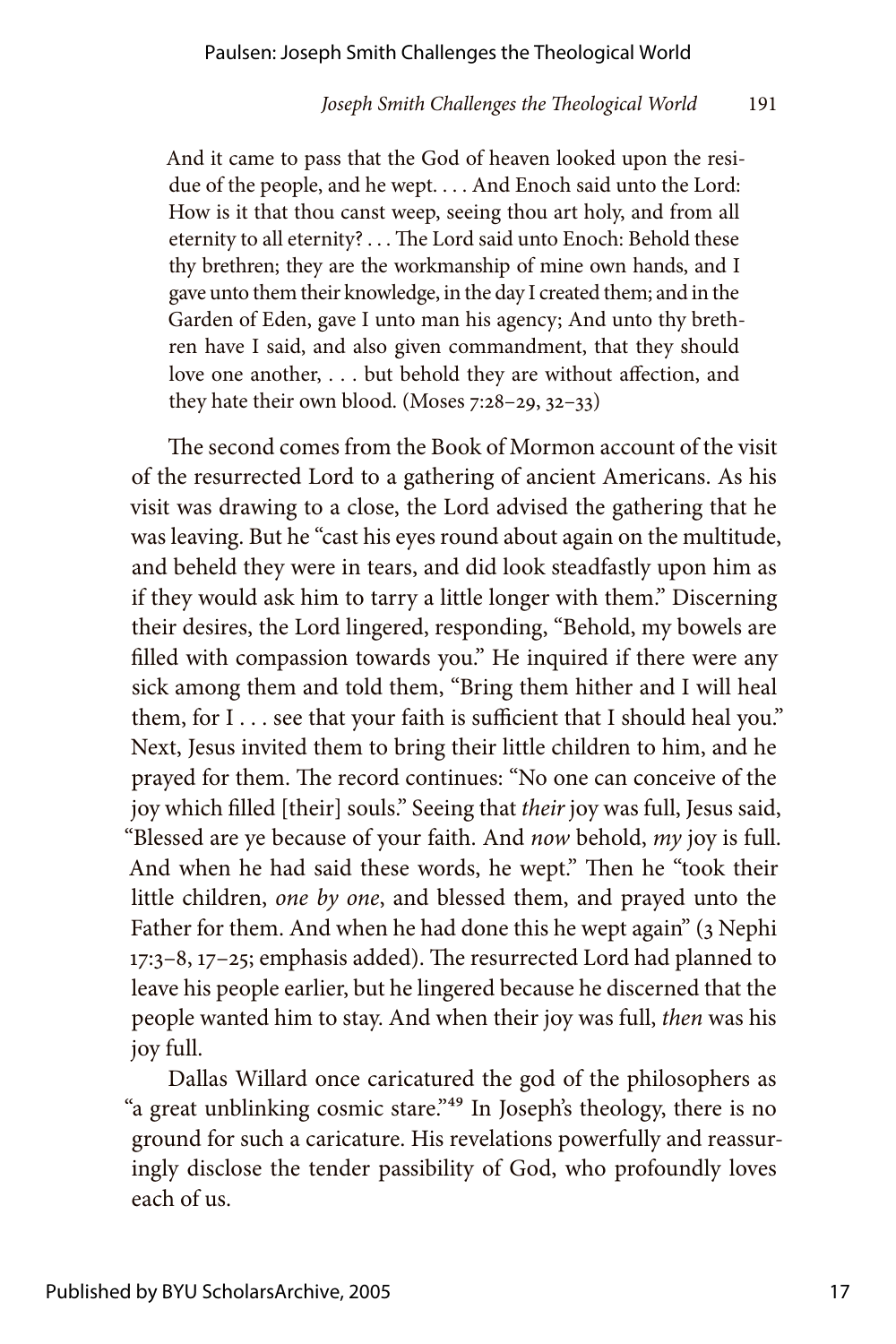> And it came to pass that the God of heaven looked upon the residue of the people, and he wept. . . . And Enoch said unto the Lord: How is it that thou canst weep, seeing thou art holy, and from all eternity to all eternity? . . . The Lord said unto Enoch: Behold these thy brethren; they are the workmanship of mine own hands, and I gave unto them their knowledge, in the day I created them; and in the Garden of Eden, gave I unto man his agency; And unto thy brethren have I said, and also given commandment, that they should love one another, . . . but behold they are without affection, and they hate their own blood. (Moses 7:28–29, 32–33)

The second comes from the Book of Mormon account of the visit of the resurrected Lord to a gathering of ancient Americans. As his visit was drawing to a close, the Lord advised the gathering that he was leaving. But he "cast his eyes round about again on the multitude, and beheld they were in tears, and did look steadfastly upon him as if they would ask him to tarry a little longer with them." Discerning their desires, the Lord lingered, responding, "Behold, my bowels are filled with compassion towards you." He inquired if there were any sick among them and told them, "Bring them hither and I will heal them, for I . . . see that your faith is sufficient that I should heal you." Next, Jesus invited them to bring their little children to him, and he prayed for them. The record continues: "No one can conceive of the joy which filled [their] souls." Seeing that *their* joy was full, Jesus said, "Blessed are ye because of your faith. And *now* behold, *my* joy is full. And when he had said these words, he wept." Then he "took their little children, *one by one*, and blessed them, and prayed unto the Father for them. And when he had done this he wept again" (3 Nephi 17:3–8, 17–25; emphasis added). The resurrected Lord had planned to leave his people earlier, but he lingered because he discerned that the people wanted him to stay. And when their joy was full, *then* was his joy full.

Dallas Willard once caricatured the god of the philosophers as "a great unblinking cosmic stare."[49] In Joseph's theology, there is no ground for such a caricature. His revelations powerfully and reassuringly disclose the tender passibility of God, who profoundly loves each of us.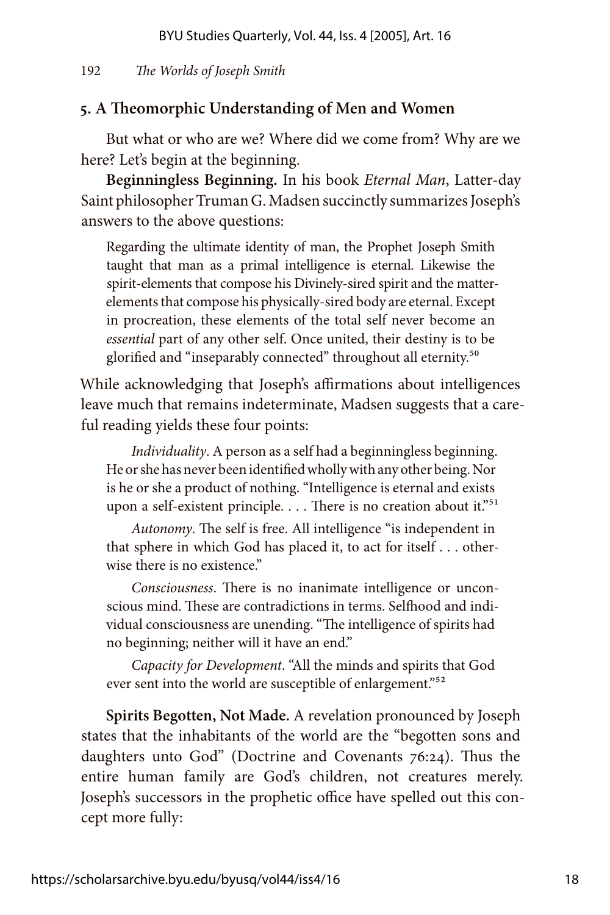### 5. A Theomorphic Understanding of Men and Women

But what or who are we? Where did we come from? Why are we here? Let's begin at the beginning.

**Beginningless Beginning.** In his book *Eternal Man*, Latter-day Saint philosopher Truman G. Madsen succinctly summarizes Joseph's answers to the above questions:

> Regarding the ultimate identity of man, the Prophet Joseph Smith taught that man as a primal intelligence is eternal. Likewise the spirit-elements that compose his Divinely-sired spirit and the matter-elements that compose his physically-sired body are eternal. Except in procreation, these elements of the total self never become an *essential* part of any other self. Once united, their destiny is to be glorified and "inseparably connected" throughout all eternity.[50]

While acknowledging that Joseph's affirmations about intelligences leave much that remains indeterminate, Madsen suggests that a careful reading yields these four points:

> *Individuality*. A person as a self had a beginningless beginning. He or she has never been identified wholly with any other being. Nor is he or she a product of nothing. "Intelligence is eternal and exists upon a self-existent principle. . . . There is no creation about it."[51]
>
> *Autonomy*. The self is free. All intelligence "is independent in that sphere in which God has placed it, to act for itself . . . otherwise there is no existence."
>
> *Consciousness*. There is no inanimate intelligence or unconscious mind. These are contradictions in terms. Selfhood and individual consciousness are unending. "The intelligence of spirits had no beginning; neither will it have an end."
>
> *Capacity for Development*. "All the minds and spirits that God ever sent into the world are susceptible of enlargement."[52]

**Spirits Begotten, Not Made.** A revelation pronounced by Joseph states that the inhabitants of the world are the "begotten sons and daughters unto God" (Doctrine and Covenants 76:24). Thus the entire human family are God's children, not creatures merely. Joseph's successors in the prophetic office have spelled out this concept more fully: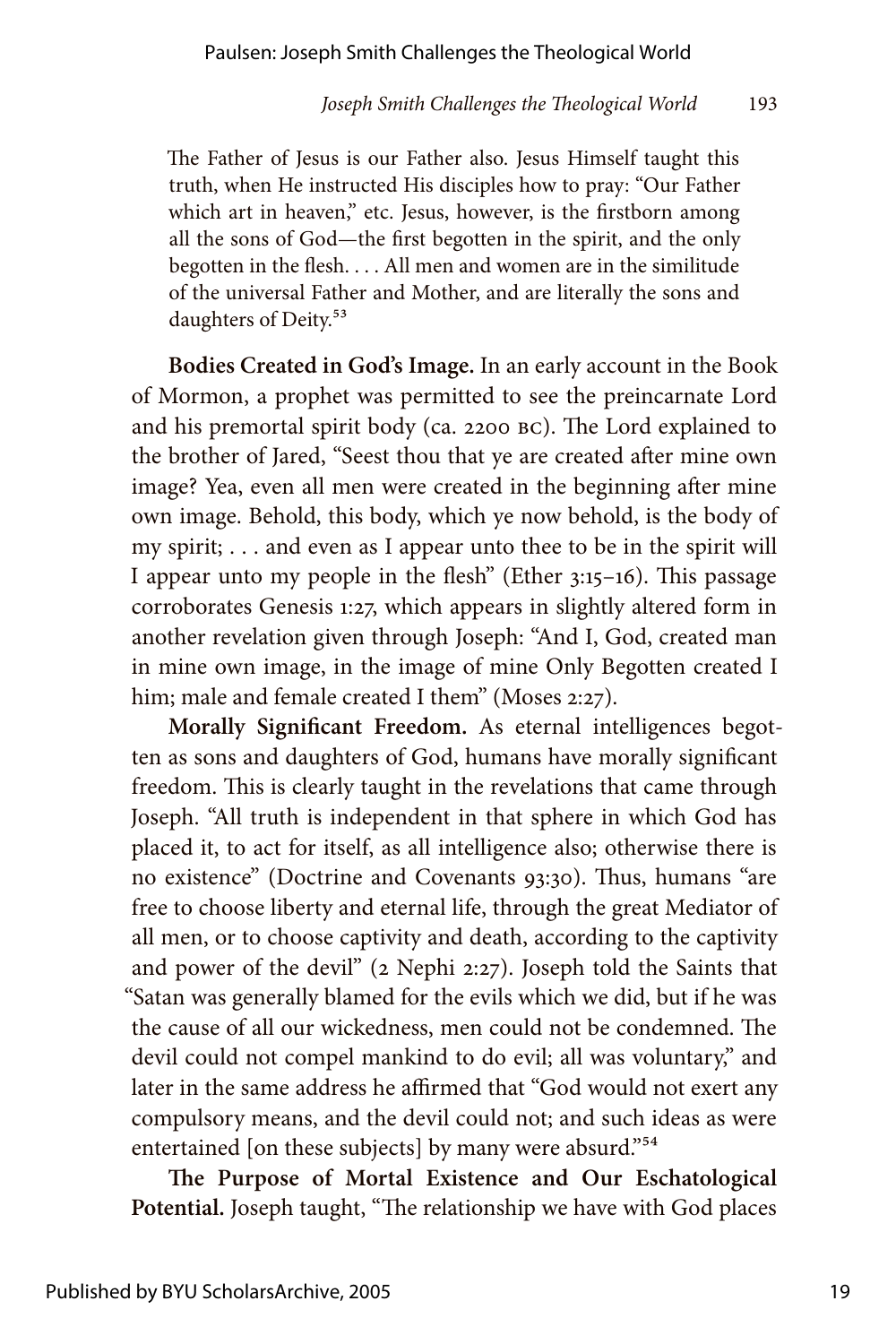> The Father of Jesus is our Father also. Jesus Himself taught this truth, when He instructed His disciples how to pray: "Our Father which art in heaven," etc. Jesus, however, is the firstborn among all the sons of God—the first begotten in the spirit, and the only begotten in the flesh. . . . All men and women are in the similitude of the universal Father and Mother, and are literally the sons and daughters of Deity.[53]

**Bodies Created in God's Image.** In an early account in the Book of Mormon, a prophet was permitted to see the preincarnate Lord and his premortal spirit body (ca. 2200 BC). The Lord explained to the brother of Jared, "Seest thou that ye are created after mine own image? Yea, even all men were created in the beginning after mine own image. Behold, this body, which ye now behold, is the body of my spirit; . . . and even as I appear unto thee to be in the spirit will I appear unto my people in the flesh" (Ether 3:15–16). This passage corroborates Genesis 1:27, which appears in slightly altered form in another revelation given through Joseph: "And I, God, created man in mine own image, in the image of mine Only Begotten created I him; male and female created I them" (Moses 2:27).

**Morally Significant Freedom.** As eternal intelligences begotten as sons and daughters of God, humans have morally significant freedom. This is clearly taught in the revelations that came through Joseph. "All truth is independent in that sphere in which God has placed it, to act for itself, as all intelligence also; otherwise there is no existence" (Doctrine and Covenants 93:30). Thus, humans "are free to choose liberty and eternal life, through the great Mediator of all men, or to choose captivity and death, according to the captivity and power of the devil" (2 Nephi 2:27). Joseph told the Saints that "Satan was generally blamed for the evils which we did, but if he was the cause of all our wickedness, men could not be condemned. The devil could not compel mankind to do evil; all was voluntary," and later in the same address he affirmed that "God would not exert any compulsory means, and the devil could not; and such ideas as were entertained [on these subjects] by many were absurd."[54]

**The Purpose of Mortal Existence and Our Eschatological Potential.** Joseph taught, "The relationship we have with God places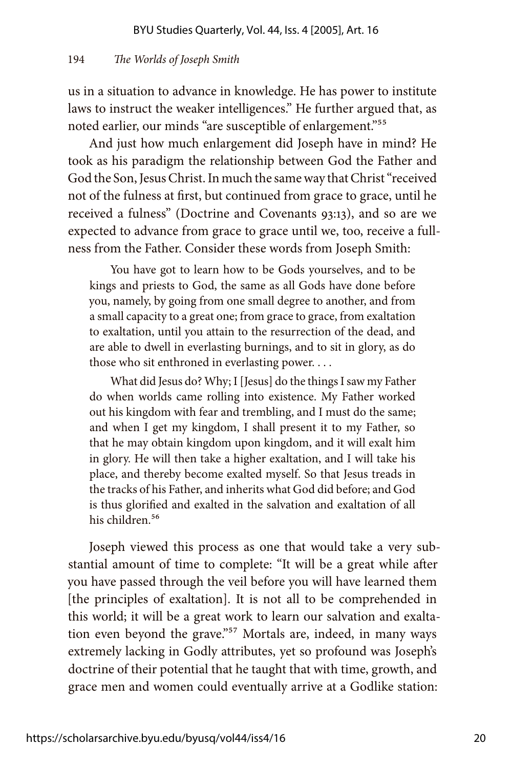us in a situation to advance in knowledge. He has power to institute laws to instruct the weaker intelligences." He further argued that, as noted earlier, our minds "are susceptible of enlargement."[55]

And just how much enlargement did Joseph have in mind? He took as his paradigm the relationship between God the Father and God the Son, Jesus Christ. In much the same way that Christ "received not of the fulness at first, but continued from grace to grace, until he received a fulness" (Doctrine and Covenants 93:13), and so are we expected to advance from grace to grace until we, too, receive a fullness from the Father. Consider these words from Joseph Smith:

> You have got to learn how to be Gods yourselves, and to be kings and priests to God, the same as all Gods have done before you, namely, by going from one small degree to another, and from a small capacity to a great one; from grace to grace, from exaltation to exaltation, until you attain to the resurrection of the dead, and are able to dwell in everlasting burnings, and to sit in glory, as do those who sit enthroned in everlasting power. . . .
>
> What did Jesus do? Why; I [Jesus] do the things I saw my Father do when worlds came rolling into existence. My Father worked out his kingdom with fear and trembling, and I must do the same; and when I get my kingdom, I shall present it to my Father, so that he may obtain kingdom upon kingdom, and it will exalt him in glory. He will then take a higher exaltation, and I will take his place, and thereby become exalted myself. So that Jesus treads in the tracks of his Father, and inherits what God did before; and God is thus glorified and exalted in the salvation and exaltation of all his children.[56]

Joseph viewed this process as one that would take a very substantial amount of time to complete: "It will be a great while after you have passed through the veil before you will have learned them [the principles of exaltation]. It is not all to be comprehended in this world; it will be a great work to learn our salvation and exaltation even beyond the grave."[57] Mortals are, indeed, in many ways extremely lacking in Godly attributes, yet so profound was Joseph's doctrine of their potential that he taught that with time, growth, and grace men and women could eventually arrive at a Godlike station: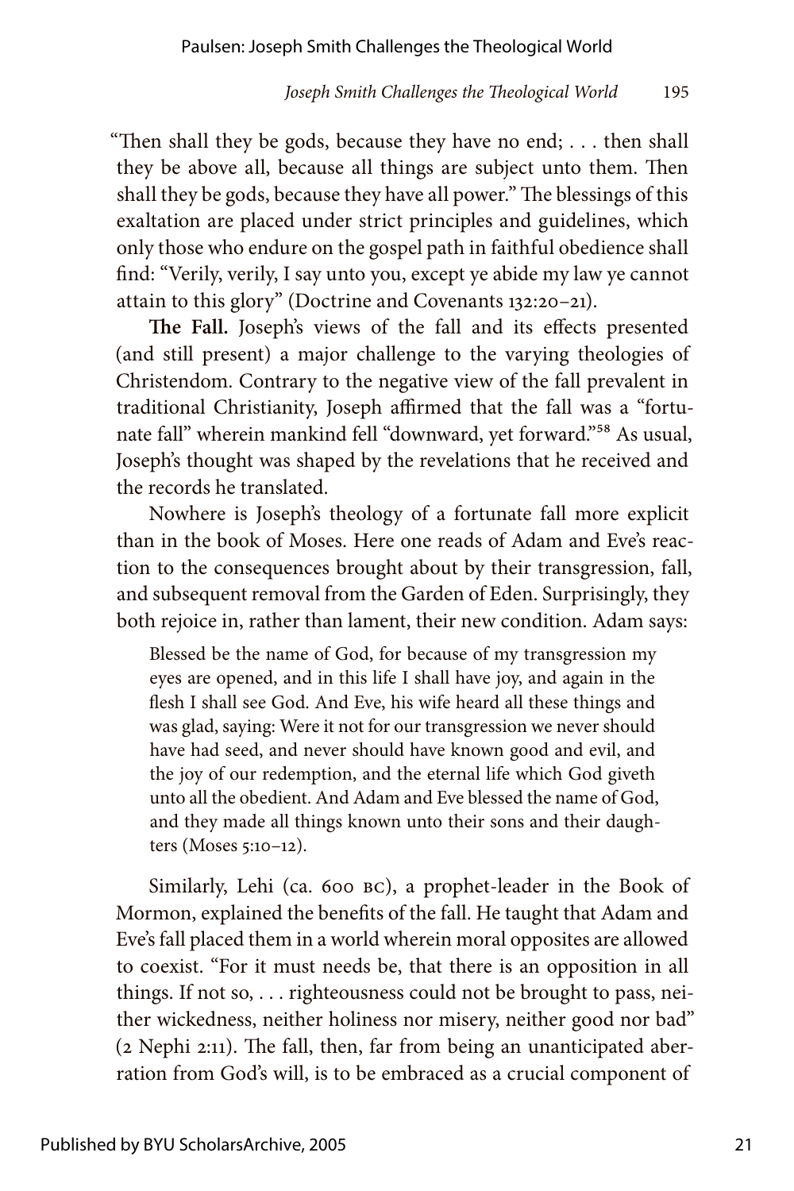"Then shall they be gods, because they have no end; . . . then shall they be above all, because all things are subject unto them. Then shall they be gods, because they have all power." The blessings of this exaltation are placed under strict principles and guidelines, which only those who endure on the gospel path in faithful obedience shall find: "Verily, verily, I say unto you, except ye abide my law ye cannot attain to this glory" (Doctrine and Covenants 132:20–21).

**The Fall.** Joseph's views of the fall and its effects presented (and still present) a major challenge to the varying theologies of Christendom. Contrary to the negative view of the fall prevalent in traditional Christianity, Joseph affirmed that the fall was a "fortunate fall" wherein mankind fell "downward, yet forward."[58] As usual, Joseph's thought was shaped by the revelations that he received and the records he translated.

Nowhere is Joseph's theology of a fortunate fall more explicit than in the book of Moses. Here one reads of Adam and Eve's reaction to the consequences brought about by their transgression, fall, and subsequent removal from the Garden of Eden. Surprisingly, they both rejoice in, rather than lament, their new condition. Adam says:

> Blessed be the name of God, for because of my transgression my eyes are opened, and in this life I shall have joy, and again in the flesh I shall see God. And Eve, his wife heard all these things and was glad, saying: Were it not for our transgression we never should have had seed, and never should have known good and evil, and the joy of our redemption, and the eternal life which God giveth unto all the obedient. And Adam and Eve blessed the name of God, and they made all things known unto their sons and their daughters (Moses 5:10–12).

Similarly, Lehi (ca. 600 BC), a prophet-leader in the Book of Mormon, explained the benefits of the fall. He taught that Adam and Eve's fall placed them in a world wherein moral opposites are allowed to coexist. "For it must needs be, that there is an opposition in all things. If not so, . . . righteousness could not be brought to pass, neither wickedness, neither holiness nor misery, neither good nor bad" (2 Nephi 2:11). The fall, then, far from being an unanticipated aberration from God's will, is to be embraced as a crucial component of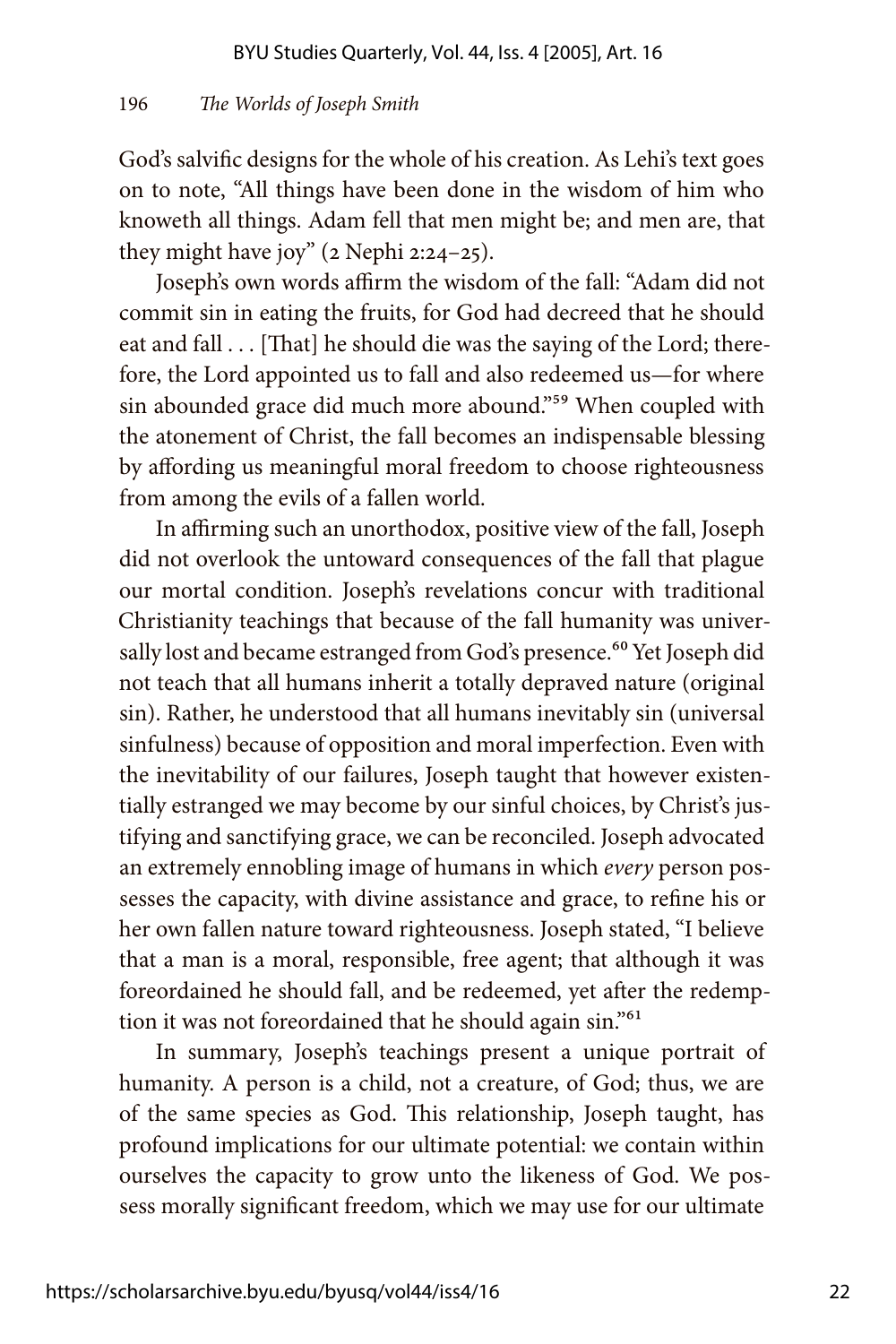God's salvific designs for the whole of his creation. As Lehi's text goes on to note, "All things have been done in the wisdom of him who knoweth all things. Adam fell that men might be; and men are, that they might have joy" (2 Nephi 2:24–25).

Joseph's own words affirm the wisdom of the fall: "Adam did not commit sin in eating the fruits, for God had decreed that he should eat and fall . . . [That] he should die was the saying of the Lord; therefore, the Lord appointed us to fall and also redeemed us—for where sin abounded grace did much more abound."[59] When coupled with the atonement of Christ, the fall becomes an indispensable blessing by affording us meaningful moral freedom to choose righteousness from among the evils of a fallen world.

In affirming such an unorthodox, positive view of the fall, Joseph did not overlook the untoward consequences of the fall that plague our mortal condition. Joseph's revelations concur with traditional Christianity teachings that because of the fall humanity was universally lost and became estranged from God's presence.[60] Yet Joseph did not teach that all humans inherit a totally depraved nature (original sin). Rather, he understood that all humans inevitably sin (universal sinfulness) because of opposition and moral imperfection. Even with the inevitability of our failures, Joseph taught that however existentially estranged we may become by our sinful choices, by Christ's justifying and sanctifying grace, we can be reconciled. Joseph advocated an extremely ennobling image of humans in which *every* person possesses the capacity, with divine assistance and grace, to refine his or her own fallen nature toward righteousness. Joseph stated, "I believe that a man is a moral, responsible, free agent; that although it was foreordained he should fall, and be redeemed, yet after the redemption it was not foreordained that he should again sin."[61]

In summary, Joseph's teachings present a unique portrait of humanity. A person is a child, not a creature, of God; thus, we are of the same species as God. This relationship, Joseph taught, has profound implications for our ultimate potential: we contain within ourselves the capacity to grow unto the likeness of God. We possess morally significant freedom, which we may use for our ultimate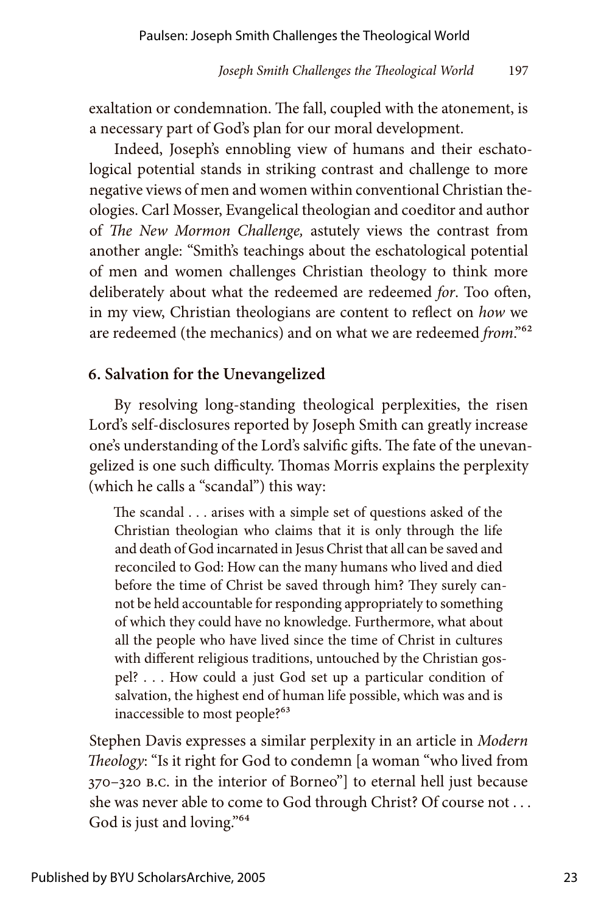exaltation or condemnation. The fall, coupled with the atonement, is a necessary part of God's plan for our moral development.

Indeed, Joseph's ennobling view of humans and their eschatological potential stands in striking contrast and challenge to more negative views of men and women within conventional Christian theologies. Carl Mosser, Evangelical theologian and coeditor and author of *The New Mormon Challenge,* astutely views the contrast from another angle: "Smith's teachings about the eschatological potential of men and women challenges Christian theology to think more deliberately about what the redeemed are redeemed *for*. Too often, in my view, Christian theologians are content to reflect on *how* we are redeemed (the mechanics) and on what we are redeemed *from*."[62]

### 6. Salvation for the Unevangelized

By resolving long-standing theological perplexities, the risen Lord's self-disclosures reported by Joseph Smith can greatly increase one's understanding of the Lord's salvific gifts. The fate of the unevangelized is one such difficulty. Thomas Morris explains the perplexity (which he calls a "scandal") this way:

> The scandal . . . arises with a simple set of questions asked of the Christian theologian who claims that it is only through the life and death of God incarnated in Jesus Christ that all can be saved and reconciled to God: How can the many humans who lived and died before the time of Christ be saved through him? They surely cannot be held accountable for responding appropriately to something of which they could have no knowledge. Furthermore, what about all the people who have lived since the time of Christ in cultures with different religious traditions, untouched by the Christian gospel? . . . How could a just God set up a particular condition of salvation, the highest end of human life possible, which was and is inaccessible to most people?[63]

Stephen Davis expresses a similar perplexity in an article in *Modern Theology*: "Is it right for God to condemn [a woman "who lived from 370–320 B.C. in the interior of Borneo"] to eternal hell just because she was never able to come to God through Christ? Of course not . . . God is just and loving."[64]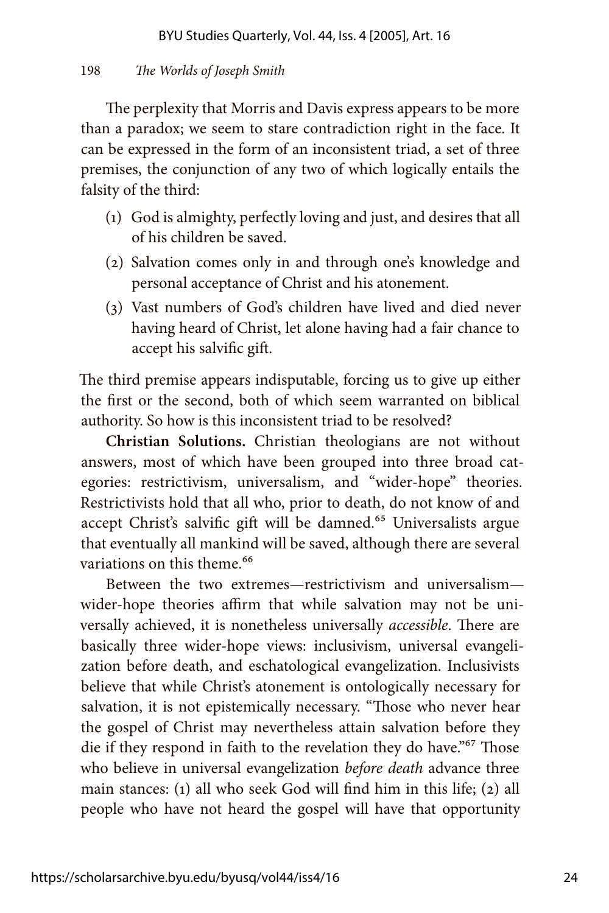The perplexity that Morris and Davis express appears to be more than a paradox; we seem to stare contradiction right in the face. It can be expressed in the form of an inconsistent triad, a set of three premises, the conjunction of any two of which logically entails the falsity of the third:

(1) God is almighty, perfectly loving and just, and desires that all of his children be saved.

(2) Salvation comes only in and through one's knowledge and personal acceptance of Christ and his atonement.

(3) Vast numbers of God's children have lived and died never having heard of Christ, let alone having had a fair chance to accept his salvific gift.

The third premise appears indisputable, forcing us to give up either the first or the second, both of which seem warranted on biblical authority. So how is this inconsistent triad to be resolved?

**Christian Solutions.** Christian theologians are not without answers, most of which have been grouped into three broad categories: restrictivism, universalism, and "wider-hope" theories. Restrictivists hold that all who, prior to death, do not know of and accept Christ's salvific gift will be damned.[65] Universalists argue that eventually all mankind will be saved, although there are several variations on this theme.[66]

Between the two extremes—restrictivism and universalism—wider-hope theories affirm that while salvation may not be universally achieved, it is nonetheless universally *accessible*. There are basically three wider-hope views: inclusivism, universal evangelization before death, and eschatological evangelization. Inclusivists believe that while Christ's atonement is ontologically necessary for salvation, it is not epistemically necessary. "Those who never hear the gospel of Christ may nevertheless attain salvation before they die if they respond in faith to the revelation they do have."[67] Those who believe in universal evangelization *before death* advance three main stances: (1) all who seek God will find him in this life; (2) all people who have not heard the gospel will have that opportunity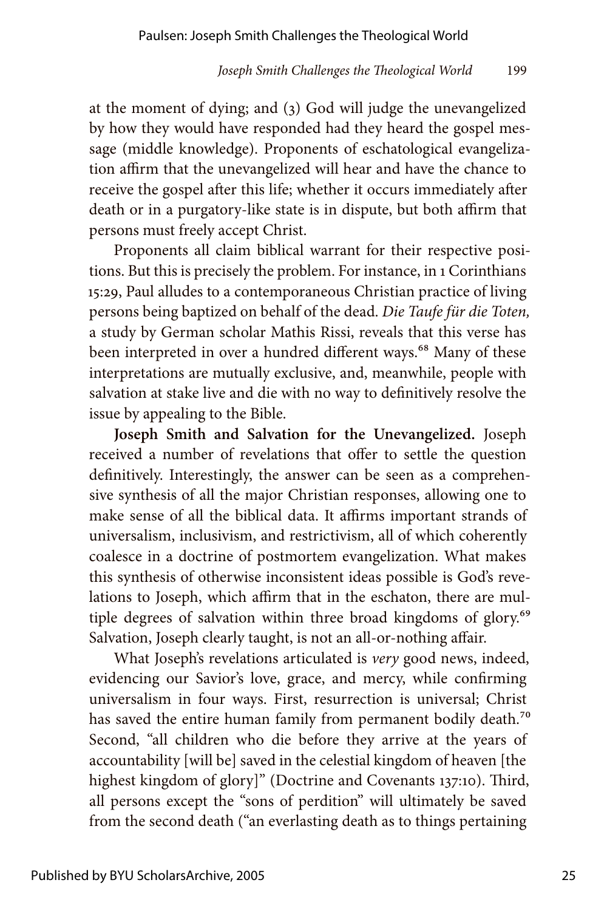at the moment of dying; and (3) God will judge the unevangelized by how they would have responded had they heard the gospel message (middle knowledge). Proponents of eschatological evangelization affirm that the unevangelized will hear and have the chance to receive the gospel after this life; whether it occurs immediately after death or in a purgatory-like state is in dispute, but both affirm that persons must freely accept Christ.

Proponents all claim biblical warrant for their respective positions. But this is precisely the problem. For instance, in 1 Corinthians 15:29, Paul alludes to a contemporaneous Christian practice of living persons being baptized on behalf of the dead. *Die Taufe für die Toten,* a study by German scholar Mathis Rissi, reveals that this verse has been interpreted in over a hundred different ways.[68] Many of these interpretations are mutually exclusive, and, meanwhile, people with salvation at stake live and die with no way to definitively resolve the issue by appealing to the Bible.

**Joseph Smith and Salvation for the Unevangelized.** Joseph received a number of revelations that offer to settle the question definitively. Interestingly, the answer can be seen as a comprehensive synthesis of all the major Christian responses, allowing one to make sense of all the biblical data. It affirms important strands of universalism, inclusivism, and restrictivism, all of which coherently coalesce in a doctrine of postmortem evangelization. What makes this synthesis of otherwise inconsistent ideas possible is God's revelations to Joseph, which affirm that in the eschaton, there are multiple degrees of salvation within three broad kingdoms of glory.[69] Salvation, Joseph clearly taught, is not an all-or-nothing affair.

What Joseph's revelations articulated is *very* good news, indeed, evidencing our Savior's love, grace, and mercy, while confirming universalism in four ways. First, resurrection is universal; Christ has saved the entire human family from permanent bodily death.[70] Second, "all children who die before they arrive at the years of accountability [will be] saved in the celestial kingdom of heaven [the highest kingdom of glory]" (Doctrine and Covenants 137:10). Third, all persons except the "sons of perdition" will ultimately be saved from the second death ("an everlasting death as to things pertaining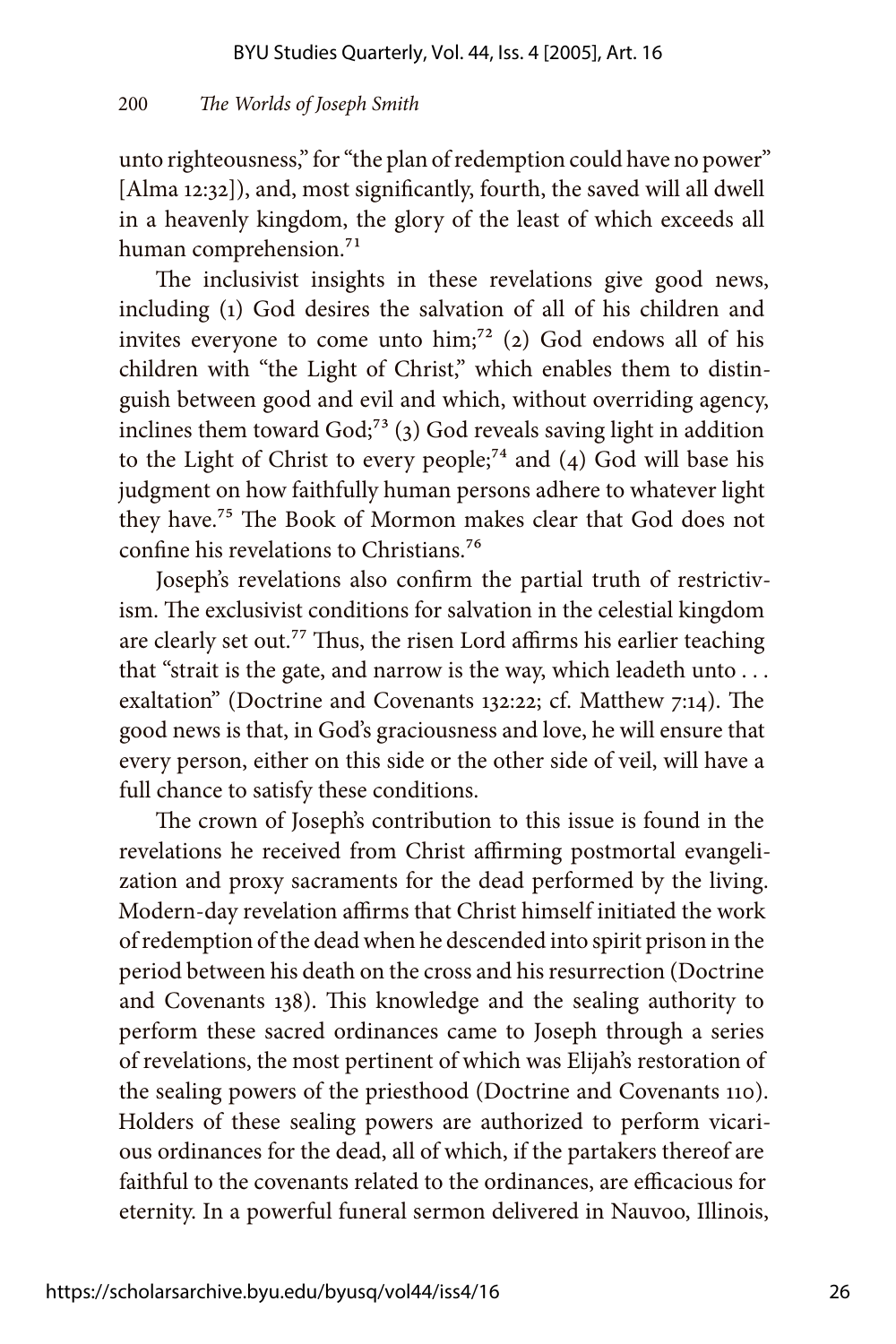unto righteousness," for "the plan of redemption could have no power" [Alma 12:32]), and, most significantly, fourth, the saved will all dwell in a heavenly kingdom, the glory of the least of which exceeds all human comprehension.[71]

The inclusivist insights in these revelations give good news, including (1) God desires the salvation of all of his children and invites everyone to come unto him;[72] (2) God endows all of his children with "the Light of Christ," which enables them to distinguish between good and evil and which, without overriding agency, inclines them toward God;[73] (3) God reveals saving light in addition to the Light of Christ to every people;[74] and (4) God will base his judgment on how faithfully human persons adhere to whatever light they have.[75] The Book of Mormon makes clear that God does not confine his revelations to Christians.[76]

Joseph's revelations also confirm the partial truth of restrictivism. The exclusivist conditions for salvation in the celestial kingdom are clearly set out.[77] Thus, the risen Lord affirms his earlier teaching that "strait is the gate, and narrow is the way, which leadeth unto . . . exaltation" (Doctrine and Covenants 132:22; cf. Matthew 7:14). The good news is that, in God's graciousness and love, he will ensure that every person, either on this side or the other side of veil, will have a full chance to satisfy these conditions.

The crown of Joseph's contribution to this issue is found in the revelations he received from Christ affirming postmortal evangelization and proxy sacraments for the dead performed by the living. Modern-day revelation affirms that Christ himself initiated the work of redemption of the dead when he descended into spirit prison in the period between his death on the cross and his resurrection (Doctrine and Covenants 138). This knowledge and the sealing authority to perform these sacred ordinances came to Joseph through a series of revelations, the most pertinent of which was Elijah's restoration of the sealing powers of the priesthood (Doctrine and Covenants 110). Holders of these sealing powers are authorized to perform vicarious ordinances for the dead, all of which, if the partakers thereof are faithful to the covenants related to the ordinances, are efficacious for eternity. In a powerful funeral sermon delivered in Nauvoo, Illinois,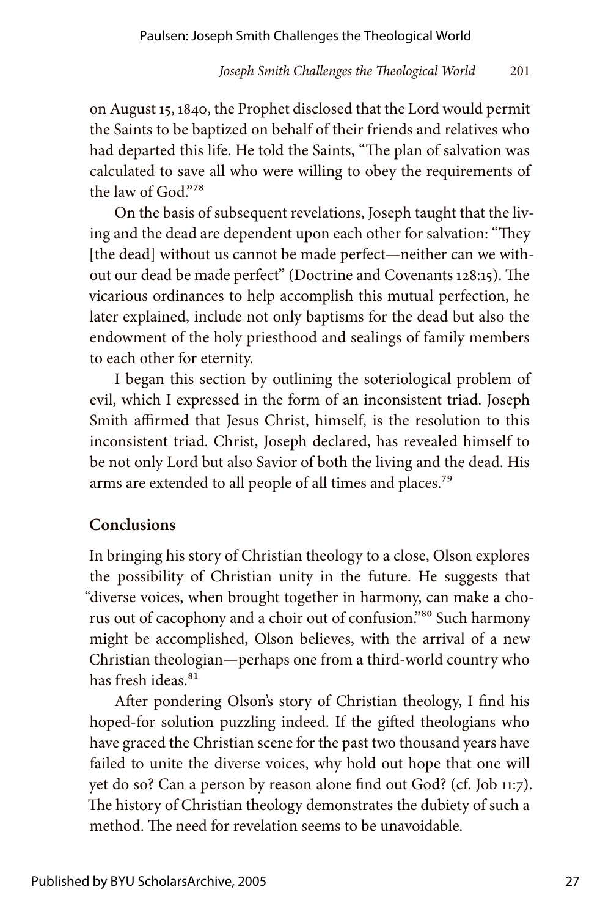on August 15, 1840, the Prophet disclosed that the Lord would permit the Saints to be baptized on behalf of their friends and relatives who had departed this life. He told the Saints, "The plan of salvation was calculated to save all who were willing to obey the requirements of the law of God."[78]

On the basis of subsequent revelations, Joseph taught that the living and the dead are dependent upon each other for salvation: "They [the dead] without us cannot be made perfect—neither can we without our dead be made perfect" (Doctrine and Covenants 128:15). The vicarious ordinances to help accomplish this mutual perfection, he later explained, include not only baptisms for the dead but also the endowment of the holy priesthood and sealings of family members to each other for eternity.

I began this section by outlining the soteriological problem of evil, which I expressed in the form of an inconsistent triad. Joseph Smith affirmed that Jesus Christ, himself, is the resolution to this inconsistent triad. Christ, Joseph declared, has revealed himself to be not only Lord but also Savior of both the living and the dead. His arms are extended to all people of all times and places.[79]

### Conclusions

In bringing his story of Christian theology to a close, Olson explores the possibility of Christian unity in the future. He suggests that "diverse voices, when brought together in harmony, can make a chorus out of cacophony and a choir out of confusion."[80] Such harmony might be accomplished, Olson believes, with the arrival of a new Christian theologian—perhaps one from a third-world country who has fresh ideas.[81]

After pondering Olson's story of Christian theology, I find his hoped-for solution puzzling indeed. If the gifted theologians who have graced the Christian scene for the past two thousand years have failed to unite the diverse voices, why hold out hope that one will yet do so? Can a person by reason alone find out God? (cf. Job 11:7). The history of Christian theology demonstrates the dubiety of such a method. The need for revelation seems to be unavoidable.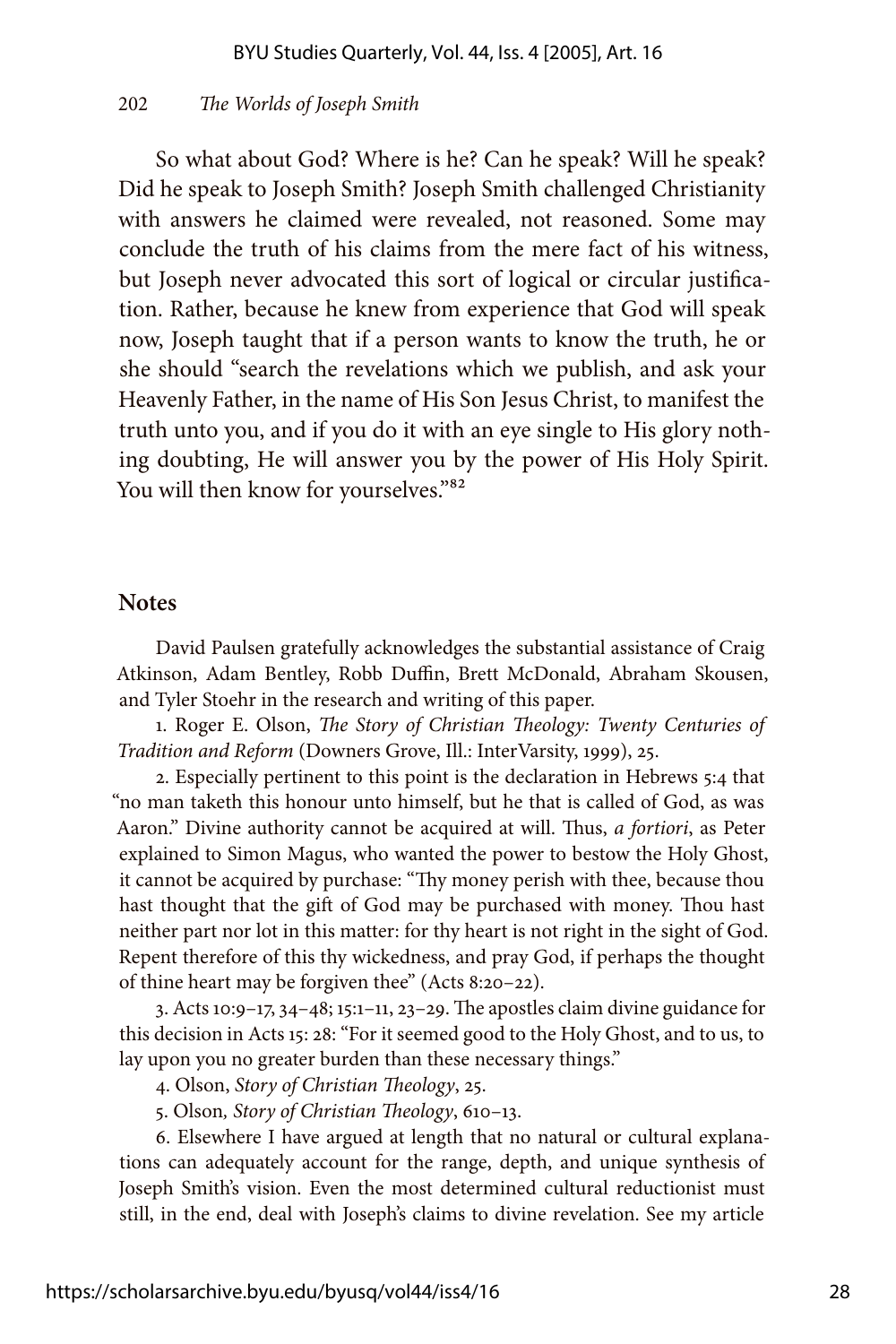So what about God? Where is he? Can he speak? Will he speak? Did he speak to Joseph Smith? Joseph Smith challenged Christianity with answers he claimed were revealed, not reasoned. Some may conclude the truth of his claims from the mere fact of his witness, but Joseph never advocated this sort of logical or circular justification. Rather, because he knew from experience that God will speak now, Joseph taught that if a person wants to know the truth, he or she should "search the revelations which we publish, and ask your Heavenly Father, in the name of His Son Jesus Christ, to manifest the truth unto you, and if you do it with an eye single to His glory nothing doubting, He will answer you by the power of His Holy Spirit. You will then know for yourselves."[82]

## Notes

David Paulsen gratefully acknowledges the substantial assistance of Craig Atkinson, Adam Bentley, Robb Duffin, Brett McDonald, Abraham Skousen, and Tyler Stoehr in the research and writing of this paper.

1. Roger E. Olson, *The Story of Christian Theology: Twenty Centuries of Tradition and Reform* (Downers Grove, Ill.: InterVarsity, 1999), 25.

2. Especially pertinent to this point is the declaration in Hebrews 5:4 that "no man taketh this honour unto himself, but he that is called of God, as was Aaron." Divine authority cannot be acquired at will. Thus, *a fortiori*, as Peter explained to Simon Magus, who wanted the power to bestow the Holy Ghost, it cannot be acquired by purchase: "Thy money perish with thee, because thou hast thought that the gift of God may be purchased with money. Thou hast neither part nor lot in this matter: for thy heart is not right in the sight of God. Repent therefore of this thy wickedness, and pray God, if perhaps the thought of thine heart may be forgiven thee" (Acts 8:20–22).

3. Acts 10:9–17, 34–48; 15:1–11, 23–29. The apostles claim divine guidance for this decision in Acts 15: 28: "For it seemed good to the Holy Ghost, and to us, to lay upon you no greater burden than these necessary things."

4. Olson, *Story of Christian Theology*, 25.

5. Olson, *Story of Christian Theology*, 610–13.

6. Elsewhere I have argued at length that no natural or cultural explanations can adequately account for the range, depth, and unique synthesis of Joseph Smith's vision. Even the most determined cultural reductionist must still, in the end, deal with Joseph's claims to divine revelation. See my article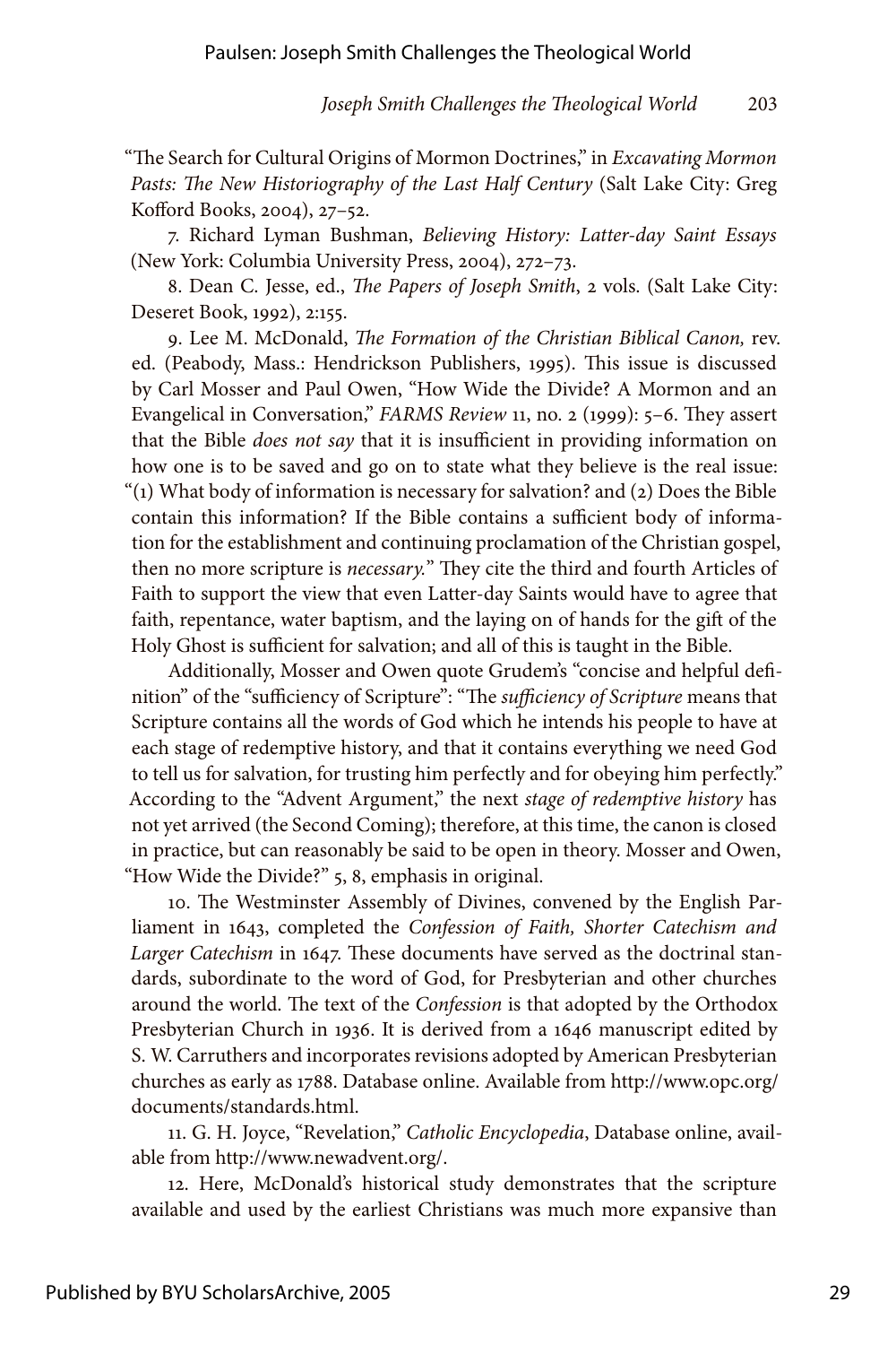"The Search for Cultural Origins of Mormon Doctrines," in *Excavating Mormon Pasts: The New Historiography of the Last Half Century* (Salt Lake City: Greg Kofford Books, 2004), 27–52.

7. Richard Lyman Bushman, *Believing History: Latter-day Saint Essays* (New York: Columbia University Press, 2004), 272–73.

8. Dean C. Jesse, ed., *The Papers of Joseph Smith*, 2 vols. (Salt Lake City: Deseret Book, 1992), 2:155.

9. Lee M. McDonald, *The Formation of the Christian Biblical Canon,* rev. ed. (Peabody, Mass.: Hendrickson Publishers, 1995). This issue is discussed by Carl Mosser and Paul Owen, "How Wide the Divide? A Mormon and an Evangelical in Conversation," *FARMS Review* 11, no. 2 (1999): 5–6. They assert that the Bible *does not say* that it is insufficient in providing information on how one is to be saved and go on to state what they believe is the real issue: "(1) What body of information is necessary for salvation? and (2) Does the Bible contain this information? If the Bible contains a sufficient body of information for the establishment and continuing proclamation of the Christian gospel, then no more scripture is *necessary.*" They cite the third and fourth Articles of Faith to support the view that even Latter-day Saints would have to agree that faith, repentance, water baptism, and the laying on of hands for the gift of the Holy Ghost is sufficient for salvation; and all of this is taught in the Bible.

Additionally, Mosser and Owen quote Grudem's "concise and helpful definition" of the "sufficiency of Scripture": "The *sufficiency of Scripture* means that Scripture contains all the words of God which he intends his people to have at each stage of redemptive history, and that it contains everything we need God to tell us for salvation, for trusting him perfectly and for obeying him perfectly." According to the "Advent Argument," the next *stage of redemptive history* has not yet arrived (the Second Coming); therefore, at this time, the canon is closed in practice, but can reasonably be said to be open in theory. Mosser and Owen, "How Wide the Divide?" 5, 8, emphasis in original.

10. The Westminster Assembly of Divines, convened by the English Parliament in 1643, completed the *Confession of Faith, Shorter Catechism and Larger Catechism* in 1647. These documents have served as the doctrinal standards, subordinate to the word of God, for Presbyterian and other churches around the world. The text of the *Confession* is that adopted by the Orthodox Presbyterian Church in 1936. It is derived from a 1646 manuscript edited by S. W. Carruthers and incorporates revisions adopted by American Presbyterian churches as early as 1788. Database online. Available from http://www.opc.org/documents/standards.html.

11. G. H. Joyce, "Revelation," *Catholic Encyclopedia*, Database online, available from http://www.newadvent.org/.

12. Here, McDonald's historical study demonstrates that the scripture available and used by the earliest Christians was much more expansive than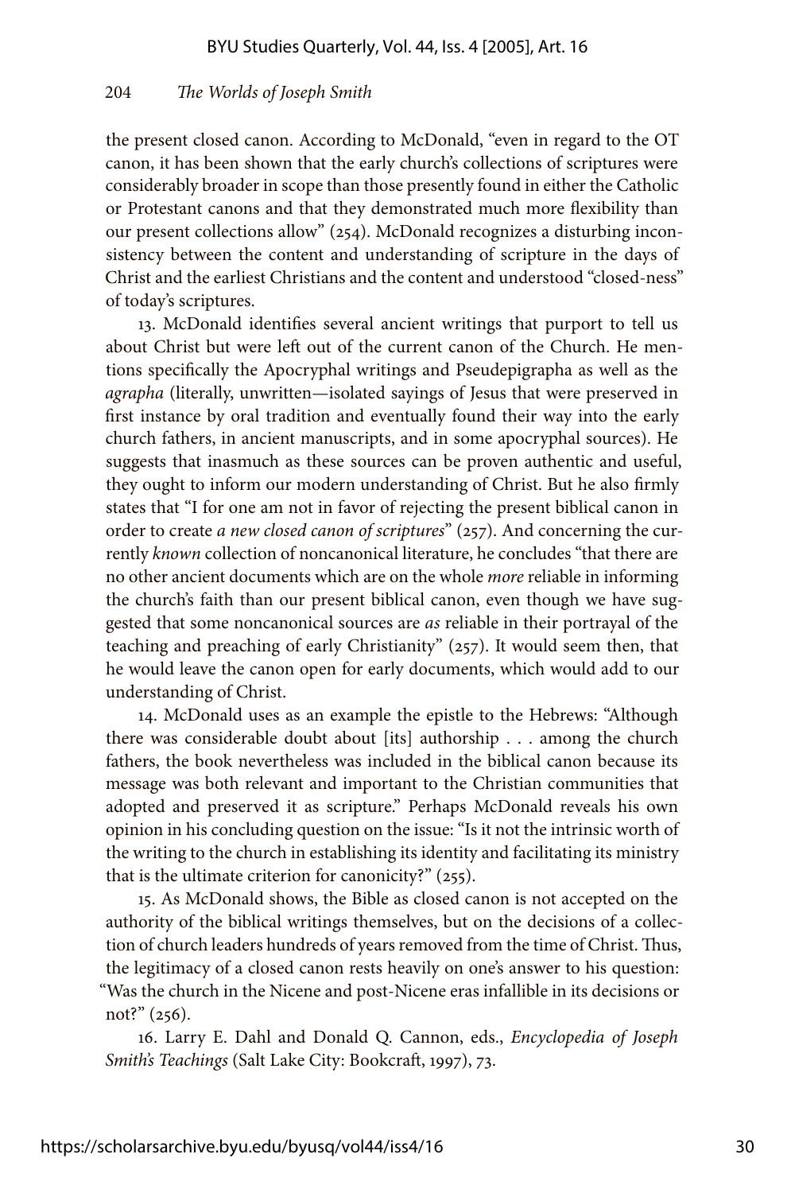the present closed canon. According to McDonald, "even in regard to the OT canon, it has been shown that the early church's collections of scriptures were considerably broader in scope than those presently found in either the Catholic or Protestant canons and that they demonstrated much more flexibility than our present collections allow" (254). McDonald recognizes a disturbing inconsistency between the content and understanding of scripture in the days of Christ and the earliest Christians and the content and understood "closed-ness" of today's scriptures.

13. McDonald identifies several ancient writings that purport to tell us about Christ but were left out of the current canon of the Church. He mentions specifically the Apocryphal writings and Pseudepigrapha as well as the *agrapha* (literally, unwritten—isolated sayings of Jesus that were preserved in first instance by oral tradition and eventually found their way into the early church fathers, in ancient manuscripts, and in some apocryphal sources). He suggests that inasmuch as these sources can be proven authentic and useful, they ought to inform our modern understanding of Christ. But he also firmly states that "I for one am not in favor of rejecting the present biblical canon in order to create *a new closed canon of scriptures*" (257). And concerning the currently *known* collection of noncanonical literature, he concludes "that there are no other ancient documents which are on the whole *more* reliable in informing the church's faith than our present biblical canon, even though we have suggested that some noncanonical sources are *as* reliable in their portrayal of the teaching and preaching of early Christianity" (257). It would seem then, that he would leave the canon open for early documents, which would add to our understanding of Christ.

14. McDonald uses as an example the epistle to the Hebrews: "Although there was considerable doubt about [its] authorship . . . among the church fathers, the book nevertheless was included in the biblical canon because its message was both relevant and important to the Christian communities that adopted and preserved it as scripture." Perhaps McDonald reveals his own opinion in his concluding question on the issue: "Is it not the intrinsic worth of the writing to the church in establishing its identity and facilitating its ministry that is the ultimate criterion for canonicity?" (255).

15. As McDonald shows, the Bible as closed canon is not accepted on the authority of the biblical writings themselves, but on the decisions of a collection of church leaders hundreds of years removed from the time of Christ. Thus, the legitimacy of a closed canon rests heavily on one's answer to his question: "Was the church in the Nicene and post-Nicene eras infallible in its decisions or not?" (256).

16. Larry E. Dahl and Donald Q. Cannon, eds., *Encyclopedia of Joseph Smith's Teachings* (Salt Lake City: Bookcraft, 1997), 73.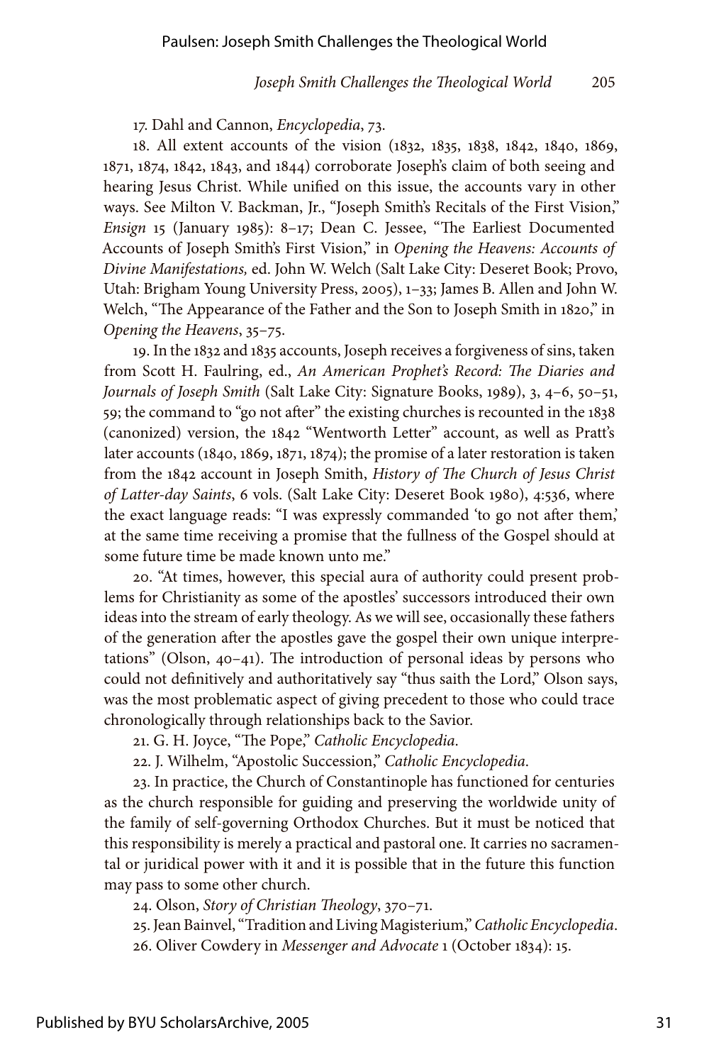17. Dahl and Cannon, *Encyclopedia*, 73.

18. All extent accounts of the vision (1832, 1835, 1838, 1842, 1840, 1869, 1871, 1874, 1842, 1843, and 1844) corroborate Joseph's claim of both seeing and hearing Jesus Christ. While unified on this issue, the accounts vary in other ways. See Milton V. Backman, Jr., "Joseph Smith's Recitals of the First Vision," *Ensign* 15 (January 1985): 8–17; Dean C. Jessee, "The Earliest Documented Accounts of Joseph Smith's First Vision," in *Opening the Heavens: Accounts of Divine Manifestations,* ed. John W. Welch (Salt Lake City: Deseret Book; Provo, Utah: Brigham Young University Press, 2005), 1–33; James B. Allen and John W. Welch, "The Appearance of the Father and the Son to Joseph Smith in 1820," in *Opening the Heavens*, 35–75.

19. In the 1832 and 1835 accounts, Joseph receives a forgiveness of sins, taken from Scott H. Faulring, ed., *An American Prophet's Record: The Diaries and Journals of Joseph Smith* (Salt Lake City: Signature Books, 1989), 3, 4–6, 50–51, 59; the command to "go not after" the existing churches is recounted in the 1838 (canonized) version, the 1842 "Wentworth Letter" account, as well as Pratt's later accounts (1840, 1869, 1871, 1874); the promise of a later restoration is taken from the 1842 account in Joseph Smith, *History of The Church of Jesus Christ of Latter-day Saints*, 6 vols. (Salt Lake City: Deseret Book 1980), 4:536, where the exact language reads: "I was expressly commanded 'to go not after them,' at the same time receiving a promise that the fullness of the Gospel should at some future time be made known unto me."

20. "At times, however, this special aura of authority could present problems for Christianity as some of the apostles' successors introduced their own ideas into the stream of early theology. As we will see, occasionally these fathers of the generation after the apostles gave the gospel their own unique interpretations" (Olson, 40–41). The introduction of personal ideas by persons who could not definitively and authoritatively say "thus saith the Lord," Olson says, was the most problematic aspect of giving precedent to those who could trace chronologically through relationships back to the Savior.

21. G. H. Joyce, "The Pope," *Catholic Encyclopedia*.

22. J. Wilhelm, "Apostolic Succession," *Catholic Encyclopedia*.

23. In practice, the Church of Constantinople has functioned for centuries as the church responsible for guiding and preserving the worldwide unity of the family of self-governing Orthodox Churches. But it must be noticed that this responsibility is merely a practical and pastoral one. It carries no sacramental or juridical power with it and it is possible that in the future this function may pass to some other church.

24. Olson, *Story of Christian Theology*, 370–71.

25. Jean Bainvel, "Tradition and Living Magisterium," *Catholic Encyclopedia*.

26. Oliver Cowdery in *Messenger and Advocate* 1 (October 1834): 15.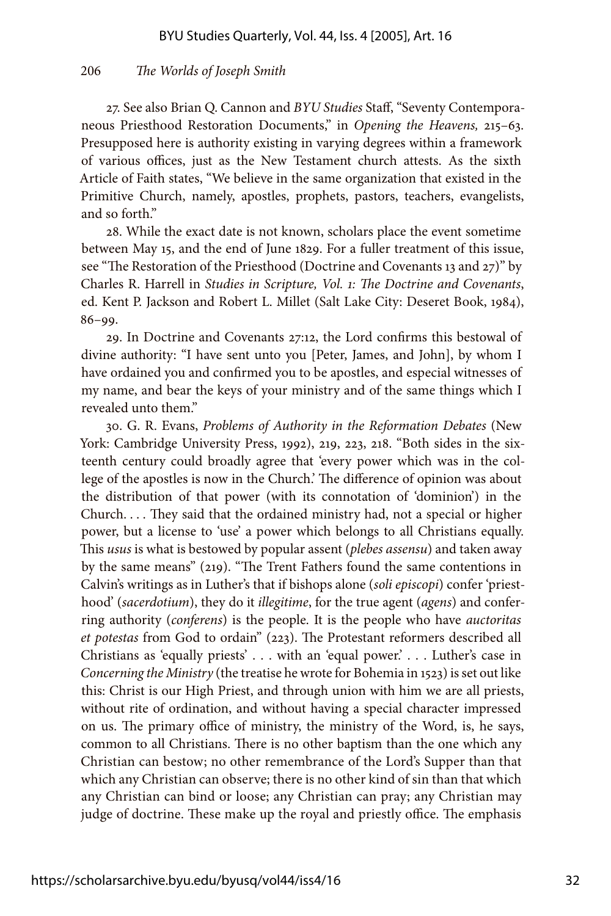27. See also Brian Q. Cannon and *BYU Studies* Staff, "Seventy Contemporaneous Priesthood Restoration Documents," in *Opening the Heavens,* 215–63. Presupposed here is authority existing in varying degrees within a framework of various offices, just as the New Testament church attests. As the sixth Article of Faith states, "We believe in the same organization that existed in the Primitive Church, namely, apostles, prophets, pastors, teachers, evangelists, and so forth."

28. While the exact date is not known, scholars place the event sometime between May 15, and the end of June 1829. For a fuller treatment of this issue, see "The Restoration of the Priesthood (Doctrine and Covenants 13 and 27)" by Charles R. Harrell in *Studies in Scripture, Vol. 1: The Doctrine and Covenants*, ed. Kent P. Jackson and Robert L. Millet (Salt Lake City: Deseret Book, 1984), 86–99.

29. In Doctrine and Covenants 27:12, the Lord confirms this bestowal of divine authority: "I have sent unto you [Peter, James, and John], by whom I have ordained you and confirmed you to be apostles, and especial witnesses of my name, and bear the keys of your ministry and of the same things which I revealed unto them."

30. G. R. Evans, *Problems of Authority in the Reformation Debates* (New York: Cambridge University Press, 1992), 219, 223, 218. "Both sides in the sixteenth century could broadly agree that 'every power which was in the college of the apostles is now in the Church.' The difference of opinion was about the distribution of that power (with its connotation of 'dominion') in the Church. . . . They said that the ordained ministry had, not a special or higher power, but a license to 'use' a power which belongs to all Christians equally. This *usus* is what is bestowed by popular assent (*plebes assensu*) and taken away by the same means" (219). "The Trent Fathers found the same contentions in Calvin's writings as in Luther's that if bishops alone (*soli episcopi*) confer 'priesthood' (*sacerdotium*), they do it *illegitime*, for the true agent (*agens*) and conferring authority (*conferens*) is the people. It is the people who have *auctoritas et potestas* from God to ordain" (223). The Protestant reformers described all Christians as 'equally priests' . . . with an 'equal power.' . . . Luther's case in *Concerning the Ministry* (the treatise he wrote for Bohemia in 1523) is set out like this: Christ is our High Priest, and through union with him we are all priests, without rite of ordination, and without having a special character impressed on us. The primary office of ministry, the ministry of the Word, is, he says, common to all Christians. There is no other baptism than the one which any Christian can bestow; no other remembrance of the Lord's Supper than that which any Christian can observe; there is no other kind of sin than that which any Christian can bind or loose; any Christian can pray; any Christian may judge of doctrine. These make up the royal and priestly office. The emphasis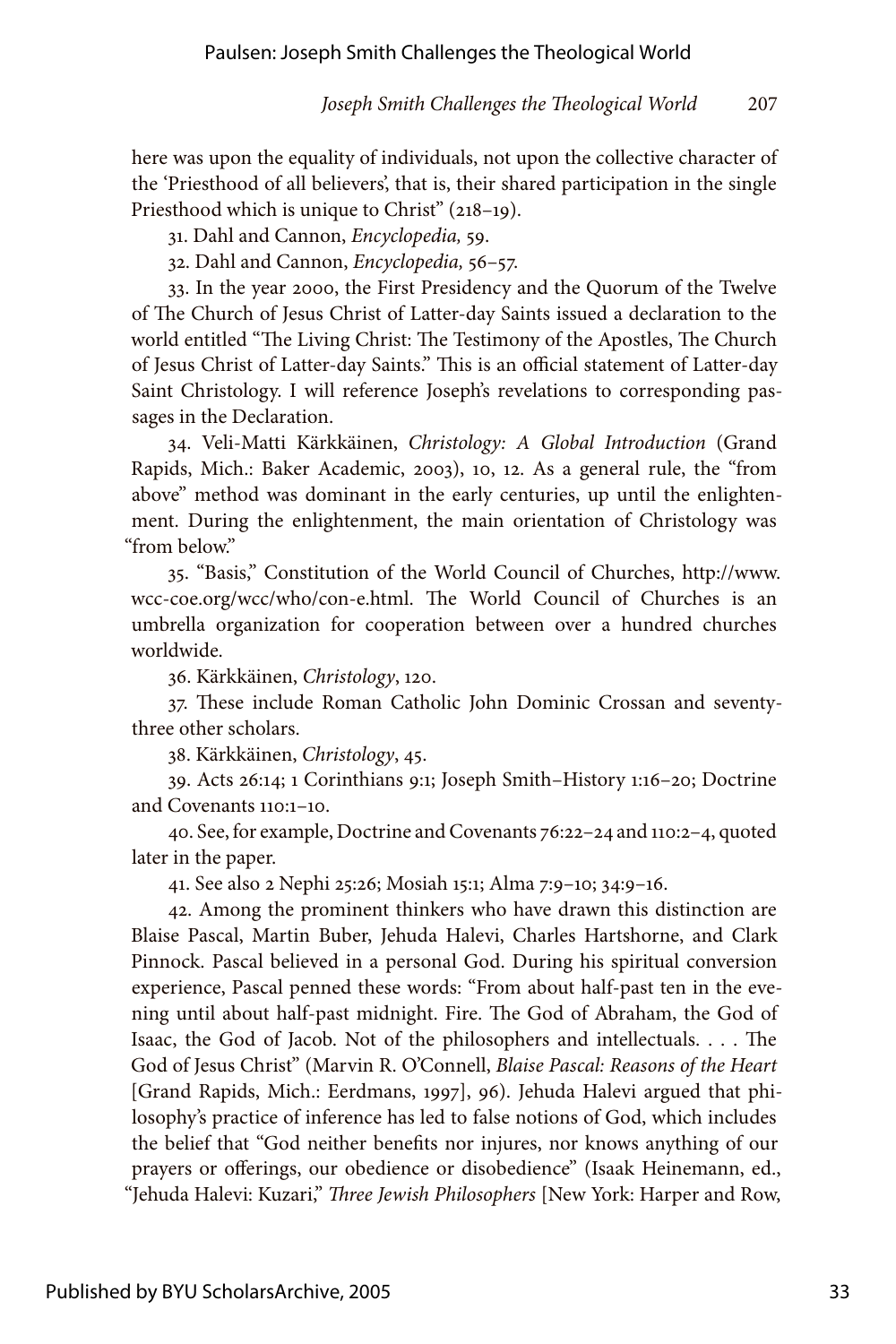here was upon the equality of individuals, not upon the collective character of the 'Priesthood of all believers', that is, their shared participation in the single Priesthood which is unique to Christ" (218–19).

31. Dahl and Cannon, *Encyclopedia,* 59.

32. Dahl and Cannon, *Encyclopedia,* 56–57.

33. In the year 2000, the First Presidency and the Quorum of the Twelve of The Church of Jesus Christ of Latter-day Saints issued a declaration to the world entitled "The Living Christ: The Testimony of the Apostles, The Church of Jesus Christ of Latter-day Saints." This is an official statement of Latter-day Saint Christology. I will reference Joseph's revelations to corresponding passages in the Declaration.

34. Veli-Matti Kärkkäinen, *Christology: A Global Introduction* (Grand Rapids, Mich.: Baker Academic, 2003), 10, 12. As a general rule, the "from above" method was dominant in the early centuries, up until the enlightenment. During the enlightenment, the main orientation of Christology was "from below."

35. "Basis," Constitution of the World Council of Churches, http://www.wcc-coe.org/wcc/who/con-e.html. The World Council of Churches is an umbrella organization for cooperation between over a hundred churches worldwide.

36. Kärkkäinen, *Christology*, 120.

37. These include Roman Catholic John Dominic Crossan and seventy-three other scholars.

38. Kärkkäinen, *Christology*, 45.

39. Acts 26:14; 1 Corinthians 9:1; Joseph Smith–History 1:16–20; Doctrine and Covenants 110:1–10.

40. See, for example, Doctrine and Covenants 76:22–24 and 110:2–4, quoted later in the paper.

41. See also 2 Nephi 25:26; Mosiah 15:1; Alma 7:9–10; 34:9–16.

42. Among the prominent thinkers who have drawn this distinction are Blaise Pascal, Martin Buber, Jehuda Halevi, Charles Hartshorne, and Clark Pinnock. Pascal believed in a personal God. During his spiritual conversion experience, Pascal penned these words: "From about half-past ten in the evening until about half-past midnight. Fire. The God of Abraham, the God of Isaac, the God of Jacob. Not of the philosophers and intellectuals. . . . The God of Jesus Christ" (Marvin R. O'Connell, *Blaise Pascal: Reasons of the Heart* [Grand Rapids, Mich.: Eerdmans, 1997], 96). Jehuda Halevi argued that philosophy's practice of inference has led to false notions of God, which includes the belief that "God neither benefits nor injures, nor knows anything of our prayers or offerings, our obedience or disobedience" (Isaak Heinemann, ed., "Jehuda Halevi: Kuzari," *Three Jewish Philosophers* [New York: Harper and Row,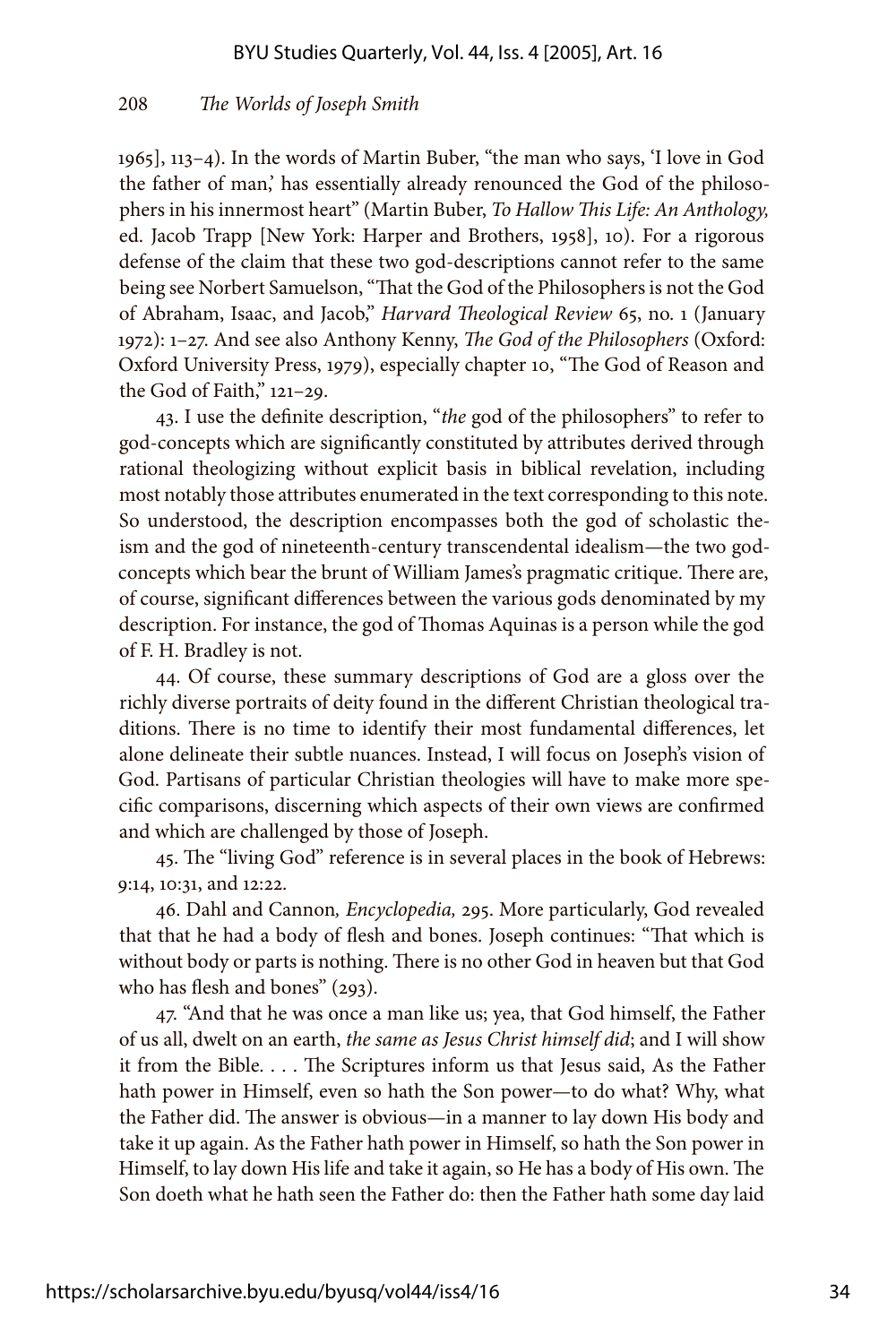1965], 113–4). In the words of Martin Buber, "the man who says, 'I love in God the father of man,' has essentially already renounced the God of the philosophers in his innermost heart" (Martin Buber, *To Hallow This Life: An Anthology,* ed. Jacob Trapp [New York: Harper and Brothers, 1958], 10). For a rigorous defense of the claim that these two god-descriptions cannot refer to the same being see Norbert Samuelson, "That the God of the Philosophers is not the God of Abraham, Isaac, and Jacob," *Harvard Theological Review* 65, no. 1 (January 1972): 1–27. And see also Anthony Kenny, *The God of the Philosophers* (Oxford: Oxford University Press, 1979), especially chapter 10, "The God of Reason and the God of Faith," 121–29.

43. I use the definite description, "*the* god of the philosophers" to refer to god-concepts which are significantly constituted by attributes derived through rational theologizing without explicit basis in biblical revelation, including most notably those attributes enumerated in the text corresponding to this note. So understood, the description encompasses both the god of scholastic theism and the god of nineteenth-century transcendental idealism—the two god-concepts which bear the brunt of William James's pragmatic critique. There are, of course, significant differences between the various gods denominated by my description. For instance, the god of Thomas Aquinas is a person while the god of F. H. Bradley is not.

44. Of course, these summary descriptions of God are a gloss over the richly diverse portraits of deity found in the different Christian theological traditions. There is no time to identify their most fundamental differences, let alone delineate their subtle nuances. Instead, I will focus on Joseph's vision of God. Partisans of particular Christian theologies will have to make more specific comparisons, discerning which aspects of their own views are confirmed and which are challenged by those of Joseph.

45. The "living God" reference is in several places in the book of Hebrews: 9:14, 10:31, and 12:22.

46. Dahl and Cannon*, Encyclopedia,* 295. More particularly, God revealed that that he had a body of flesh and bones. Joseph continues: "That which is without body or parts is nothing. There is no other God in heaven but that God who has flesh and bones" (293).

47. "And that he was once a man like us; yea, that God himself, the Father of us all, dwelt on an earth, *the same as Jesus Christ himself did*; and I will show it from the Bible. . . . The Scriptures inform us that Jesus said, As the Father hath power in Himself, even so hath the Son power—to do what? Why, what the Father did. The answer is obvious—in a manner to lay down His body and take it up again. As the Father hath power in Himself, so hath the Son power in Himself, to lay down His life and take it again, so He has a body of His own. The Son doeth what he hath seen the Father do: then the Father hath some day laid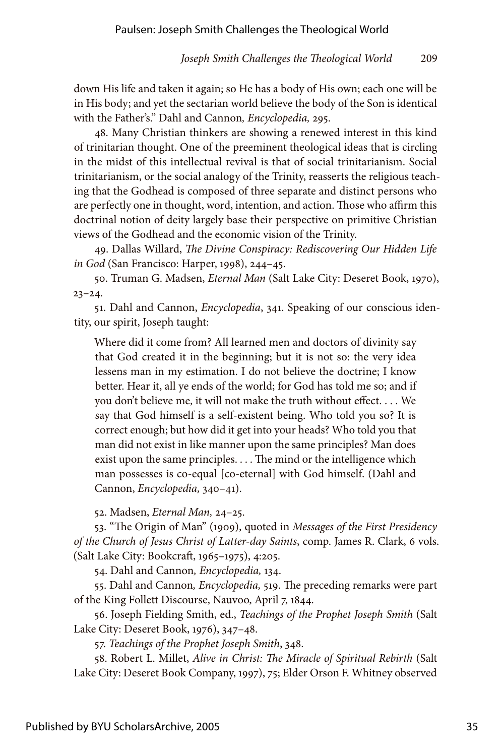down His life and taken it again; so He has a body of His own; each one will be in His body; and yet the sectarian world believe the body of the Son is identical with the Father's." Dahl and Cannon*, Encyclopedia,* 295.

48. Many Christian thinkers are showing a renewed interest in this kind of trinitarian thought. One of the preeminent theological ideas that is circling in the midst of this intellectual revival is that of social trinitarianism. Social trinitarianism, or the social analogy of the Trinity, reasserts the religious teaching that the Godhead is composed of three separate and distinct persons who are perfectly one in thought, word, intention, and action. Those who affirm this doctrinal notion of deity largely base their perspective on primitive Christian views of the Godhead and the economic vision of the Trinity.

49. Dallas Willard, *The Divine Conspiracy: Rediscovering Our Hidden Life in God* (San Francisco: Harper, 1998), 244–45.

50. Truman G. Madsen, *Eternal Man* (Salt Lake City: Deseret Book, 1970), 23–24.

51. Dahl and Cannon, *Encyclopedia*, 341. Speaking of our conscious identity, our spirit, Joseph taught:

> Where did it come from? All learned men and doctors of divinity say that God created it in the beginning; but it is not so: the very idea lessens man in my estimation. I do not believe the doctrine; I know better. Hear it, all ye ends of the world; for God has told me so; and if you don't believe me, it will not make the truth without effect. . . . We say that God himself is a self-existent being. Who told you so? It is correct enough; but how did it get into your heads? Who told you that man did not exist in like manner upon the same principles? Man does exist upon the same principles. . . . The mind or the intelligence which man possesses is co-equal [co-eternal] with God himself. (Dahl and Cannon, *Encyclopedia,* 340–41).

52. Madsen, *Eternal Man,* 24–25.

53. "The Origin of Man" (1909), quoted in *Messages of the First Presidency of the Church of Jesus Christ of Latter-day Saints*, comp. James R. Clark, 6 vols. (Salt Lake City: Bookcraft, 1965–1975), 4:205.

54. Dahl and Cannon*, Encyclopedia,* 134.

55. Dahl and Cannon*, Encyclopedia,* 519. The preceding remarks were part of the King Follett Discourse, Nauvoo, April 7, 1844.

56. Joseph Fielding Smith, ed., *Teachings of the Prophet Joseph Smith* (Salt Lake City: Deseret Book, 1976), 347–48.

57. *Teachings of the Prophet Joseph Smith*, 348.

58. Robert L. Millet, *Alive in Christ: The Miracle of Spiritual Rebirth* (Salt Lake City: Deseret Book Company, 1997), 75; Elder Orson F. Whitney observed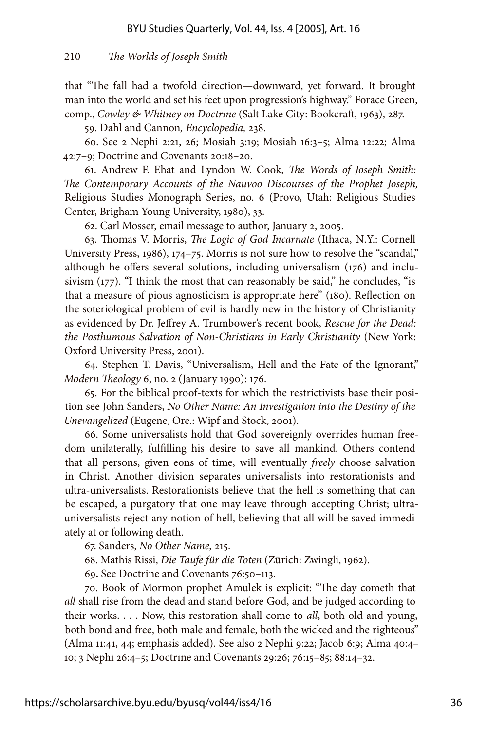that "The fall had a twofold direction—downward, yet forward. It brought man into the world and set his feet upon progression's highway." Forace Green, comp., *Cowley & Whitney on Doctrine* (Salt Lake City: Bookcraft, 1963), 287.

59. Dahl and Cannon*, Encyclopedia,* 238.

60. See 2 Nephi 2:21, 26; Mosiah 3:19; Mosiah 16:3–5; Alma 12:22; Alma 42:7–9; Doctrine and Covenants 20:18–20.

61. Andrew F. Ehat and Lyndon W. Cook, *The Words of Joseph Smith: The Contemporary Accounts of the Nauvoo Discourses of the Prophet Joseph,* Religious Studies Monograph Series, no. 6 (Provo, Utah: Religious Studies Center, Brigham Young University, 1980), 33.

62. Carl Mosser, email message to author, January 2, 2005.

63. Thomas V. Morris, *The Logic of God Incarnate* (Ithaca, N.Y.: Cornell University Press, 1986), 174–75. Morris is not sure how to resolve the "scandal," although he offers several solutions, including universalism (176) and inclusivism (177). "I think the most that can reasonably be said," he concludes, "is that a measure of pious agnosticism is appropriate here" (180). Reflection on the soteriological problem of evil is hardly new in the history of Christianity as evidenced by Dr. Jeffrey A. Trumbower's recent book, *Rescue for the Dead: the Posthumous Salvation of Non-Christians in Early Christianity* (New York: Oxford University Press, 2001).

64. Stephen T. Davis, "Universalism, Hell and the Fate of the Ignorant," *Modern Theology* 6, no. 2 (January 1990): 176.

65. For the biblical proof-texts for which the restrictivists base their position see John Sanders, *No Other Name: An Investigation into the Destiny of the Unevangelized* (Eugene, Ore.: Wipf and Stock, 2001).

66. Some universalists hold that God sovereignly overrides human freedom unilaterally, fulfilling his desire to save all mankind. Others contend that all persons, given eons of time, will eventually *freely* choose salvation in Christ. Another division separates universalists into restorationists and ultra-universalists. Restorationists believe that the hell is something that can be escaped, a purgatory that one may leave through accepting Christ; ultra-universalists reject any notion of hell, believing that all will be saved immediately at or following death.

67. Sanders, *No Other Name,* 215.

68. Mathis Rissi, *Die Taufe für die Toten* (Zürich: Zwingli, 1962).

69. See Doctrine and Covenants 76:50–113.

70. Book of Mormon prophet Amulek is explicit: "The day cometh that *all* shall rise from the dead and stand before God, and be judged according to their works. . . . Now, this restoration shall come to *all*, both old and young, both bond and free, both male and female, both the wicked and the righteous" (Alma 11:41, 44; emphasis added). See also 2 Nephi 9:22; Jacob 6:9; Alma 40:4–10; 3 Nephi 26:4–5; Doctrine and Covenants 29:26; 76:15–85; 88:14–32.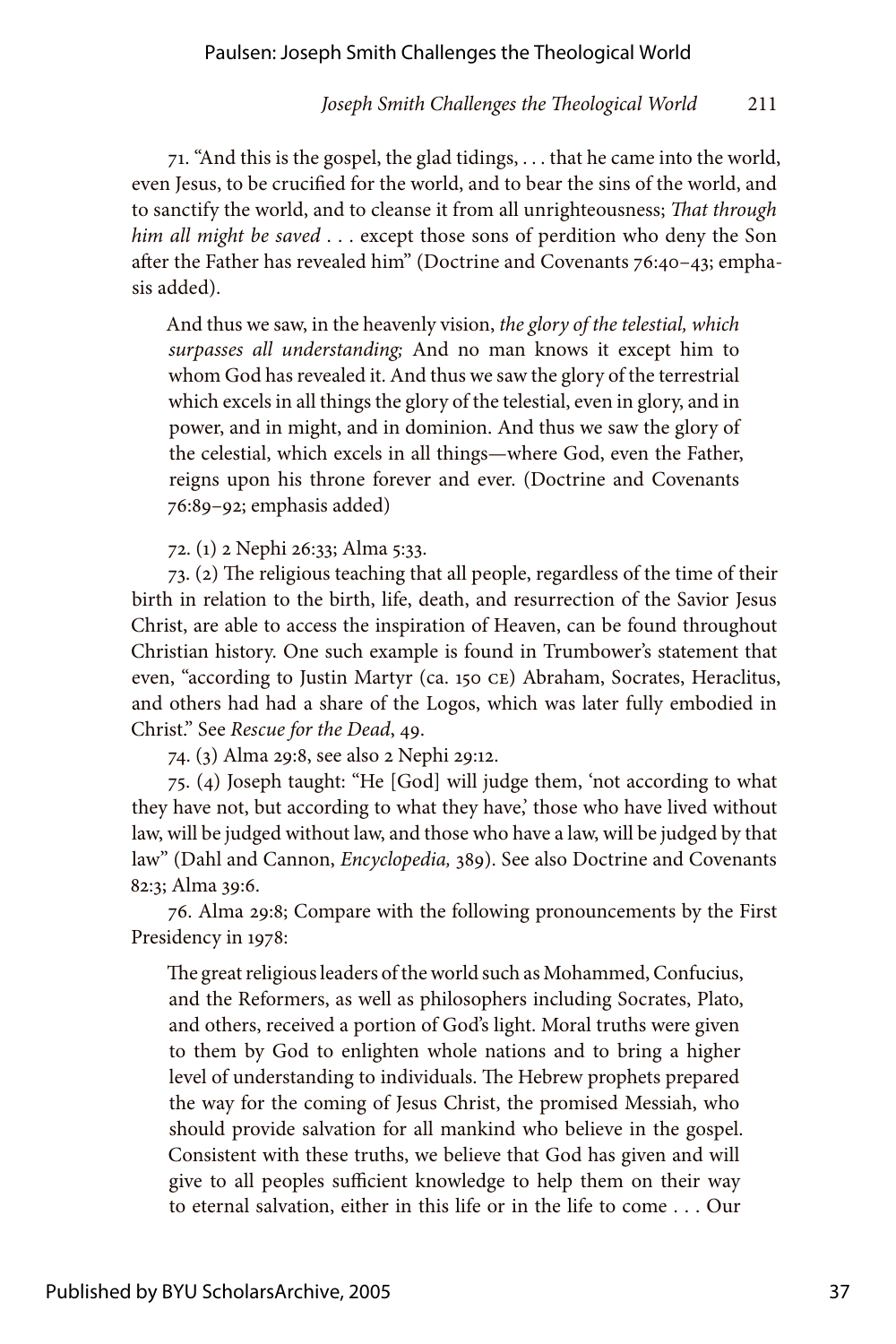71. "And this is the gospel, the glad tidings, . . . that he came into the world, even Jesus, to be crucified for the world, and to bear the sins of the world, and to sanctify the world, and to cleanse it from all unrighteousness; *That through him all might be saved* . . . except those sons of perdition who deny the Son after the Father has revealed him" (Doctrine and Covenants 76:40–43; emphasis added).

> And thus we saw, in the heavenly vision, *the glory of the telestial, which surpasses all understanding;* And no man knows it except him to whom God has revealed it. And thus we saw the glory of the terrestrial which excels in all things the glory of the telestial, even in glory, and in power, and in might, and in dominion. And thus we saw the glory of the celestial, which excels in all things—where God, even the Father, reigns upon his throne forever and ever. (Doctrine and Covenants 76:89–92; emphasis added)

72. (1) 2 Nephi 26:33; Alma 5:33.

73. (2) The religious teaching that all people, regardless of the time of their birth in relation to the birth, life, death, and resurrection of the Savior Jesus Christ, are able to access the inspiration of Heaven, can be found throughout Christian history. One such example is found in Trumbower's statement that even, "according to Justin Martyr (ca. 150 CE) Abraham, Socrates, Heraclitus, and others had had a share of the Logos, which was later fully embodied in Christ." See *Rescue for the Dead*, 49.

74. (3) Alma 29:8, see also 2 Nephi 29:12.

75. (4) Joseph taught: "He [God] will judge them, 'not according to what they have not, but according to what they have,' those who have lived without law, will be judged without law, and those who have a law, will be judged by that law" (Dahl and Cannon, *Encyclopedia*, 389). See also Doctrine and Covenants 82:3; Alma 39:6.

76. Alma 29:8; Compare with the following pronouncements by the First Presidency in 1978:

> The great religious leaders of the world such as Mohammed, Confucius, and the Reformers, as well as philosophers including Socrates, Plato, and others, received a portion of God's light. Moral truths were given to them by God to enlighten whole nations and to bring a higher level of understanding to individuals. The Hebrew prophets prepared the way for the coming of Jesus Christ, the promised Messiah, who should provide salvation for all mankind who believe in the gospel. Consistent with these truths, we believe that God has given and will give to all peoples sufficient knowledge to help them on their way to eternal salvation, either in this life or in the life to come . . . Our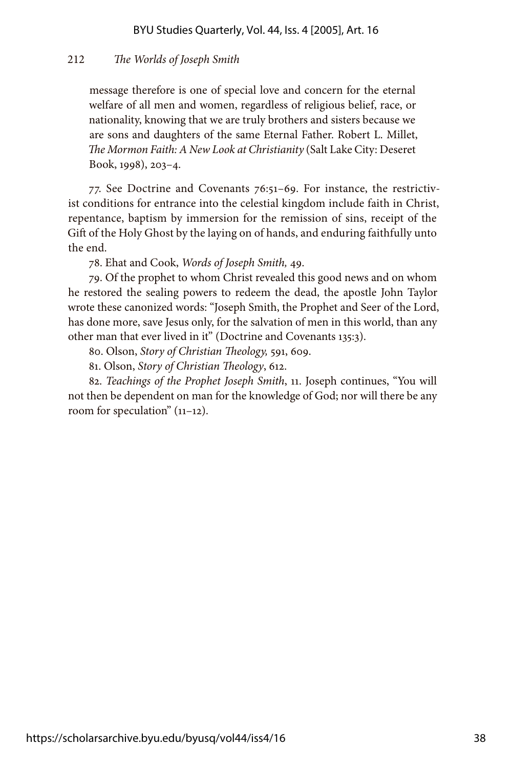message therefore is one of special love and concern for the eternal welfare of all men and women, regardless of religious belief, race, or nationality, knowing that we are truly brothers and sisters because we are sons and daughters of the same Eternal Father. Robert L. Millet, *The Mormon Faith: A New Look at Christianity* (Salt Lake City: Deseret Book, 1998), 203–4.

77. See Doctrine and Covenants 76:51–69. For instance, the restrictivist conditions for entrance into the celestial kingdom include faith in Christ, repentance, baptism by immersion for the remission of sins, receipt of the Gift of the Holy Ghost by the laying on of hands, and enduring faithfully unto the end.

78. Ehat and Cook, *Words of Joseph Smith,* 49.

79. Of the prophet to whom Christ revealed this good news and on whom he restored the sealing powers to redeem the dead, the apostle John Taylor wrote these canonized words: "Joseph Smith, the Prophet and Seer of the Lord, has done more, save Jesus only, for the salvation of men in this world, than any other man that ever lived in it" (Doctrine and Covenants 135:3).

80. Olson, *Story of Christian Theology,* 591, 609.

81. Olson, *Story of Christian Theology*, 612.

82. *Teachings of the Prophet Joseph Smith*, 11. Joseph continues, "You will not then be dependent on man for the knowledge of God; nor will there be any room for speculation" (11–12).